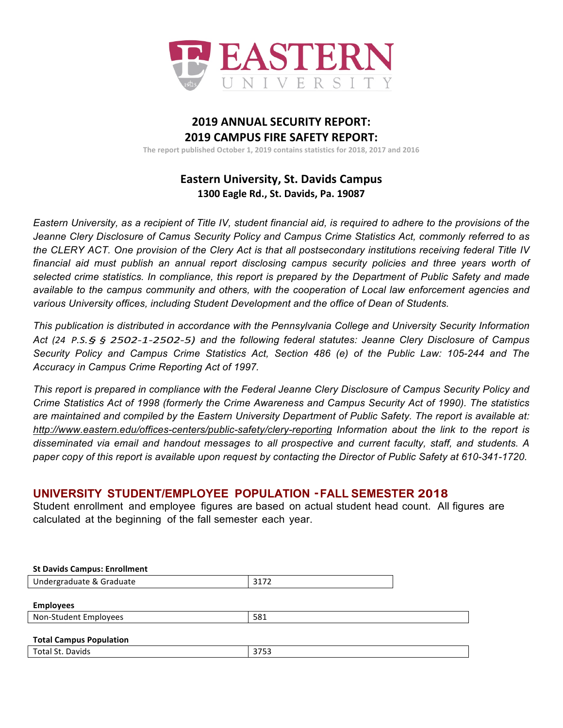# EASTERN UNIVERSITY

## 2019 ANNUAL SECURITY REPORT:
## 2019 CAMPUS FIRE SAFETY REPORT:

The report published October 1, 2019 contains statistics for 2018, 2017 and 2016

### Eastern University, St. Davids Campus
**1300 Eagle Rd., St. Davids, Pa. 19087**

*Eastern University, as a recipient of Title IV, student financial aid, is required to adhere to the provisions of the Jeanne Clery Disclosure of Camus Security Policy and Campus Crime Statistics Act, commonly referred to as the CLERY ACT. One provision of the Clery Act is that all postsecondary institutions receiving federal Title IV financial aid must publish an annual report disclosing campus security policies and three years worth of selected crime statistics. In compliance, this report is prepared by the Department of Public Safety and made available to the campus community and others, with the cooperation of Local law enforcement agencies and various University offices, including Student Development and the office of Dean of Students.*

*This publication is distributed in accordance with the Pennsylvania College and University Security Information Act (24 P.S.§ § 2502-1-2502-5) and the following federal statutes: Jeanne Clery Disclosure of Campus Security Policy and Campus Crime Statistics Act, Section 486 (e) of the Public Law: 105-244 and The Accuracy in Campus Crime Reporting Act of 1997.*

*This report is prepared in compliance with the Federal Jeanne Clery Disclosure of Campus Security Policy and Crime Statistics Act of 1998 (formerly the Crime Awareness and Campus Security Act of 1990). The statistics are maintained and compiled by the Eastern University Department of Public Safety. The report is available at: http://www.eastern.edu/offices-centers/public-safety/clery-reporting Information about the link to the report is disseminated via email and handout messages to all prospective and current faculty, staff, and students. A paper copy of this report is available upon request by contacting the Director of Public Safety at 610-341-1720.*

## UNIVERSITY STUDENT/EMPLOYEE POPULATION - FALL SEMESTER 2018

Student enrollment and employee figures are based on actual student head count. All figures are calculated at the beginning of the fall semester each year.

**St Davids Campus: Enrollment**

| Undergraduate & Graduate | 3172 |
|---|---|

**Employees**

| Non-Student Employees | 581 |
|---|---|

**Total Campus Population**

| Total St. Davids | 3753 |
|---|---|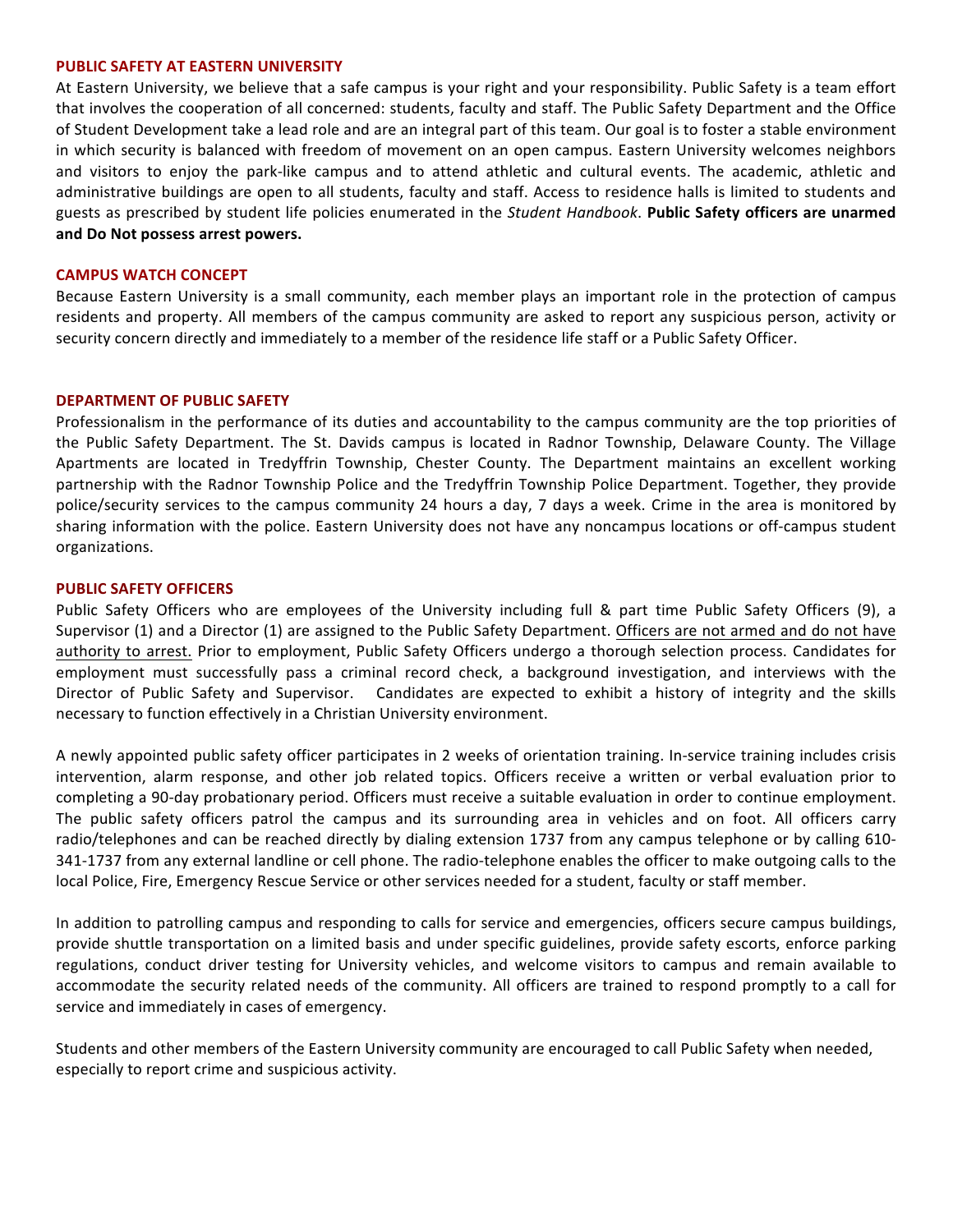## PUBLIC SAFETY AT EASTERN UNIVERSITY

At Eastern University, we believe that a safe campus is your right and your responsibility. Public Safety is a team effort that involves the cooperation of all concerned: students, faculty and staff. The Public Safety Department and the Office of Student Development take a lead role and are an integral part of this team. Our goal is to foster a stable environment in which security is balanced with freedom of movement on an open campus. Eastern University welcomes neighbors and visitors to enjoy the park-like campus and to attend athletic and cultural events. The academic, athletic and administrative buildings are open to all students, faculty and staff. Access to residence halls is limited to students and guests as prescribed by student life policies enumerated in the *Student Handbook*. **Public Safety officers are unarmed and Do Not possess arrest powers.**

## CAMPUS WATCH CONCEPT

Because Eastern University is a small community, each member plays an important role in the protection of campus residents and property. All members of the campus community are asked to report any suspicious person, activity or security concern directly and immediately to a member of the residence life staff or a Public Safety Officer.

## DEPARTMENT OF PUBLIC SAFETY

Professionalism in the performance of its duties and accountability to the campus community are the top priorities of the Public Safety Department. The St. Davids campus is located in Radnor Township, Delaware County. The Village Apartments are located in Tredyffrin Township, Chester County. The Department maintains an excellent working partnership with the Radnor Township Police and the Tredyffrin Township Police Department. Together, they provide police/security services to the campus community 24 hours a day, 7 days a week. Crime in the area is monitored by sharing information with the police. Eastern University does not have any noncampus locations or off-campus student organizations.

## PUBLIC SAFETY OFFICERS

Public Safety Officers who are employees of the University including full & part time Public Safety Officers (9), a Supervisor (1) and a Director (1) are assigned to the Public Safety Department. Officers are not armed and do not have authority to arrest. Prior to employment, Public Safety Officers undergo a thorough selection process. Candidates for employment must successfully pass a criminal record check, a background investigation, and interviews with the Director of Public Safety and Supervisor. Candidates are expected to exhibit a history of integrity and the skills necessary to function effectively in a Christian University environment.

A newly appointed public safety officer participates in 2 weeks of orientation training. In-service training includes crisis intervention, alarm response, and other job related topics. Officers receive a written or verbal evaluation prior to completing a 90-day probationary period. Officers must receive a suitable evaluation in order to continue employment. The public safety officers patrol the campus and its surrounding area in vehicles and on foot. All officers carry radio/telephones and can be reached directly by dialing extension 1737 from any campus telephone or by calling 610-341-1737 from any external landline or cell phone. The radio-telephone enables the officer to make outgoing calls to the local Police, Fire, Emergency Rescue Service or other services needed for a student, faculty or staff member.

In addition to patrolling campus and responding to calls for service and emergencies, officers secure campus buildings, provide shuttle transportation on a limited basis and under specific guidelines, provide safety escorts, enforce parking regulations, conduct driver testing for University vehicles, and welcome visitors to campus and remain available to accommodate the security related needs of the community. All officers are trained to respond promptly to a call for service and immediately in cases of emergency.

Students and other members of the Eastern University community are encouraged to call Public Safety when needed, especially to report crime and suspicious activity.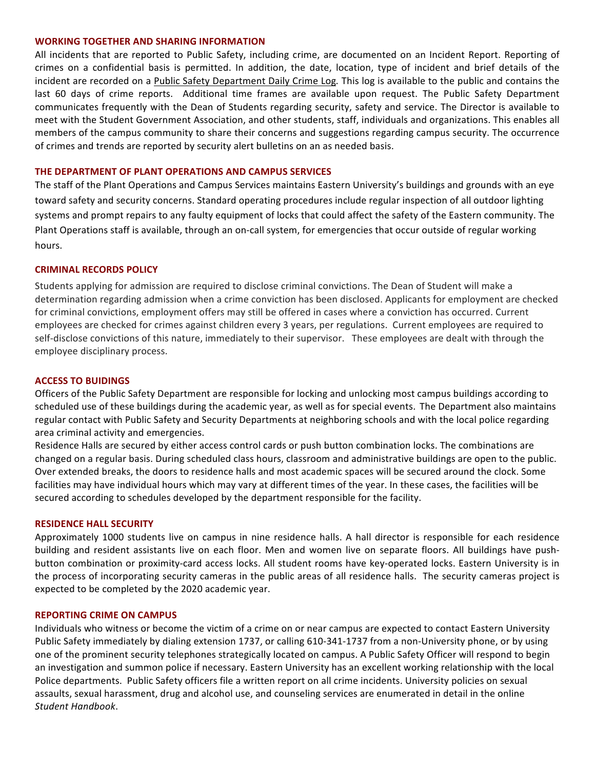### WORKING TOGETHER AND SHARING INFORMATION

All incidents that are reported to Public Safety, including crime, are documented on an Incident Report. Reporting of crimes on a confidential basis is permitted. In addition, the date, location, type of incident and brief details of the incident are recorded on a Public Safety Department Daily Crime Log. This log is available to the public and contains the last 60 days of crime reports. Additional time frames are available upon request. The Public Safety Department communicates frequently with the Dean of Students regarding security, safety and service. The Director is available to meet with the Student Government Association, and other students, staff, individuals and organizations. This enables all members of the campus community to share their concerns and suggestions regarding campus security. The occurrence of crimes and trends are reported by security alert bulletins on an as needed basis.

### THE DEPARTMENT OF PLANT OPERATIONS AND CAMPUS SERVICES

The staff of the Plant Operations and Campus Services maintains Eastern University's buildings and grounds with an eye toward safety and security concerns. Standard operating procedures include regular inspection of all outdoor lighting systems and prompt repairs to any faulty equipment of locks that could affect the safety of the Eastern community. The Plant Operations staff is available, through an on-call system, for emergencies that occur outside of regular working hours.

### CRIMINAL RECORDS POLICY

Students applying for admission are required to disclose criminal convictions. The Dean of Student will make a determination regarding admission when a crime conviction has been disclosed. Applicants for employment are checked for criminal convictions, employment offers may still be offered in cases where a conviction has occurred. Current employees are checked for crimes against children every 3 years, per regulations. Current employees are required to self-disclose convictions of this nature, immediately to their supervisor. These employees are dealt with through the employee disciplinary process.

### ACCESS TO BUIDINGS

Officers of the Public Safety Department are responsible for locking and unlocking most campus buildings according to scheduled use of these buildings during the academic year, as well as for special events. The Department also maintains regular contact with Public Safety and Security Departments at neighboring schools and with the local police regarding area criminal activity and emergencies.

Residence Halls are secured by either access control cards or push button combination locks. The combinations are changed on a regular basis. During scheduled class hours, classroom and administrative buildings are open to the public. Over extended breaks, the doors to residence halls and most academic spaces will be secured around the clock. Some facilities may have individual hours which may vary at different times of the year. In these cases, the facilities will be secured according to schedules developed by the department responsible for the facility.

### RESIDENCE HALL SECURITY

Approximately 1000 students live on campus in nine residence halls. A hall director is responsible for each residence building and resident assistants live on each floor. Men and women live on separate floors. All buildings have push-button combination or proximity-card access locks. All student rooms have key-operated locks. Eastern University is in the process of incorporating security cameras in the public areas of all residence halls. The security cameras project is expected to be completed by the 2020 academic year.

### REPORTING CRIME ON CAMPUS

Individuals who witness or become the victim of a crime on or near campus are expected to contact Eastern University Public Safety immediately by dialing extension 1737, or calling 610-341-1737 from a non-University phone, or by using one of the prominent security telephones strategically located on campus. A Public Safety Officer will respond to begin an investigation and summon police if necessary. Eastern University has an excellent working relationship with the local Police departments. Public Safety officers file a written report on all crime incidents. University policies on sexual assaults, sexual harassment, drug and alcohol use, and counseling services are enumerated in detail in the online *Student Handbook*.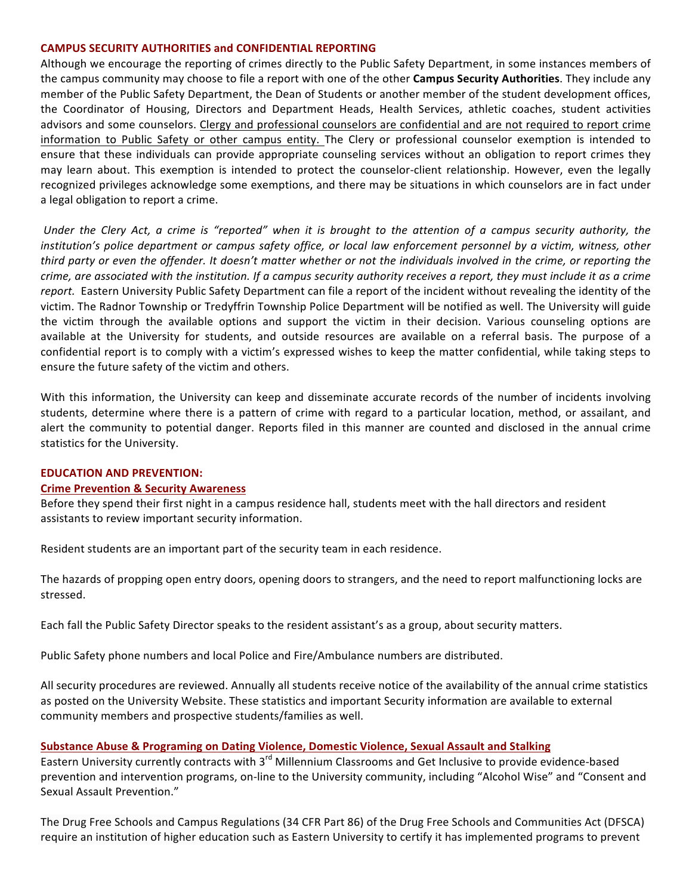## CAMPUS SECURITY AUTHORITIES and CONFIDENTIAL REPORTING

Although we encourage the reporting of crimes directly to the Public Safety Department, in some instances members of the campus community may choose to file a report with one of the other **Campus Security Authorities**. They include any member of the Public Safety Department, the Dean of Students or another member of the student development offices, the Coordinator of Housing, Directors and Department Heads, Health Services, athletic coaches, student activities advisors and some counselors. <u>Clergy and professional counselors are confidential and are not required to report crime information to Public Safety or other campus entity.</u> The Clery or professional counselor exemption is intended to ensure that these individuals can provide appropriate counseling services without an obligation to report crimes they may learn about. This exemption is intended to protect the counselor-client relationship. However, even the legally recognized privileges acknowledge some exemptions, and there may be situations in which counselors are in fact under a legal obligation to report a crime.

*Under the Clery Act, a crime is "reported" when it is brought to the attention of a campus security authority, the institution's police department or campus safety office, or local law enforcement personnel by a victim, witness, other third party or even the offender. It doesn't matter whether or not the individuals involved in the crime, or reporting the crime, are associated with the institution. If a campus security authority receives a report, they must include it as a crime report.* Eastern University Public Safety Department can file a report of the incident without revealing the identity of the victim. The Radnor Township or Tredyffrin Township Police Department will be notified as well. The University will guide the victim through the available options and support the victim in their decision. Various counseling options are available at the University for students, and outside resources are available on a referral basis. The purpose of a confidential report is to comply with a victim's expressed wishes to keep the matter confidential, while taking steps to ensure the future safety of the victim and others.

With this information, the University can keep and disseminate accurate records of the number of incidents involving students, determine where there is a pattern of crime with regard to a particular location, method, or assailant, and alert the community to potential danger. Reports filed in this manner are counted and disclosed in the annual crime statistics for the University.

## EDUCATION AND PREVENTION:

### <u>Crime Prevention & Security Awareness</u>

Before they spend their first night in a campus residence hall, students meet with the hall directors and resident assistants to review important security information.

Resident students are an important part of the security team in each residence.

The hazards of propping open entry doors, opening doors to strangers, and the need to report malfunctioning locks are stressed.

Each fall the Public Safety Director speaks to the resident assistant's as a group, about security matters.

Public Safety phone numbers and local Police and Fire/Ambulance numbers are distributed.

All security procedures are reviewed. Annually all students receive notice of the availability of the annual crime statistics as posted on the University Website. These statistics and important Security information are available to external community members and prospective students/families as well.

### <u>Substance Abuse & Programing on Dating Violence, Domestic Violence, Sexual Assault and Stalking</u>

Eastern University currently contracts with 3rd Millennium Classrooms and Get Inclusive to provide evidence-based prevention and intervention programs, on-line to the University community, including "Alcohol Wise" and "Consent and Sexual Assault Prevention."

The Drug Free Schools and Campus Regulations (34 CFR Part 86) of the Drug Free Schools and Communities Act (DFSCA) require an institution of higher education such as Eastern University to certify it has implemented programs to prevent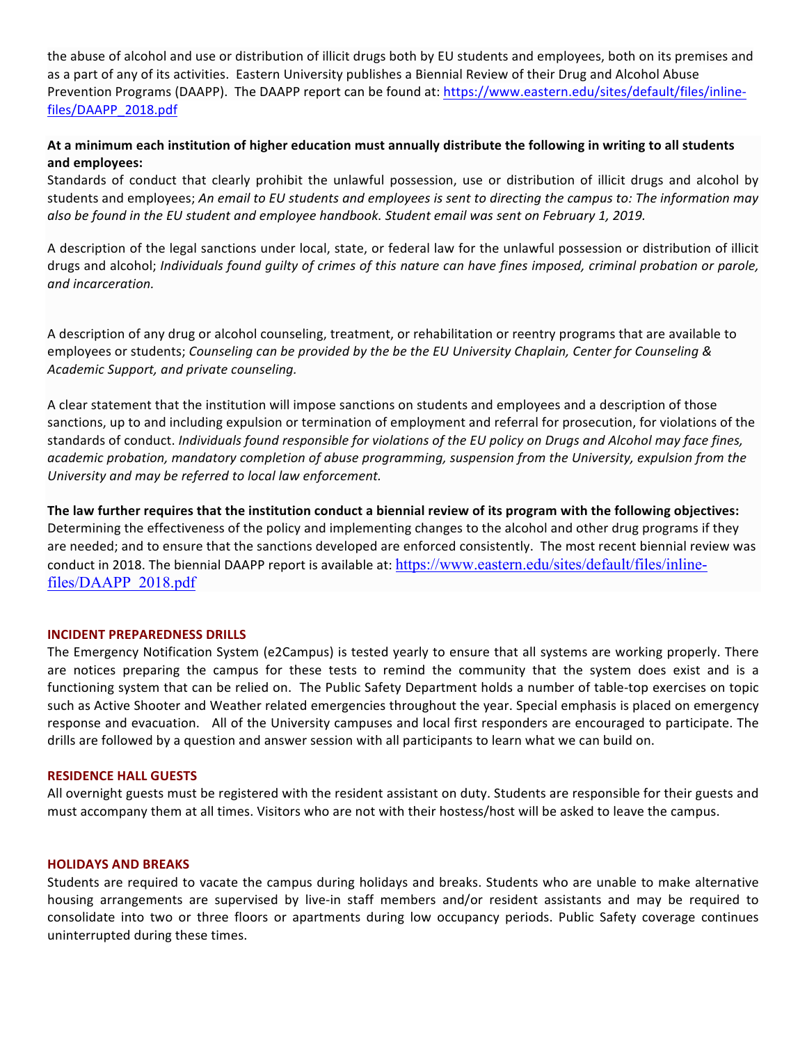the abuse of alcohol and use or distribution of illicit drugs both by EU students and employees, both on its premises and as a part of any of its activities. Eastern University publishes a Biennial Review of their Drug and Alcohol Abuse Prevention Programs (DAAPP). The DAAPP report can be found at: https://www.eastern.edu/sites/default/files/inline-files/DAAPP_2018.pdf

**At a minimum each institution of higher education must annually distribute the following in writing to all students and employees:**

Standards of conduct that clearly prohibit the unlawful possession, use or distribution of illicit drugs and alcohol by students and employees; *An email to EU students and employees is sent to directing the campus to: The information may also be found in the EU student and employee handbook. Student email was sent on February 1, 2019.*

A description of the legal sanctions under local, state, or federal law for the unlawful possession or distribution of illicit drugs and alcohol; *Individuals found guilty of crimes of this nature can have fines imposed, criminal probation or parole, and incarceration.*

A description of any drug or alcohol counseling, treatment, or rehabilitation or reentry programs that are available to employees or students; *Counseling can be provided by the be the EU University Chaplain, Center for Counseling & Academic Support, and private counseling.*

A clear statement that the institution will impose sanctions on students and employees and a description of those sanctions, up to and including expulsion or termination of employment and referral for prosecution, for violations of the standards of conduct. *Individuals found responsible for violations of the EU policy on Drugs and Alcohol may face fines, academic probation, mandatory completion of abuse programming, suspension from the University, expulsion from the University and may be referred to local law enforcement.*

**The law further requires that the institution conduct a biennial review of its program with the following objectives:**
Determining the effectiveness of the policy and implementing changes to the alcohol and other drug programs if they are needed; and to ensure that the sanctions developed are enforced consistently. The most recent biennial review was conduct in 2018. The biennial DAAPP report is available at: https://www.eastern.edu/sites/default/files/inline-files/DAAPP_2018.pdf

## INCIDENT PREPAREDNESS DRILLS

The Emergency Notification System (e2Campus) is tested yearly to ensure that all systems are working properly. There are notices preparing the campus for these tests to remind the community that the system does exist and is a functioning system that can be relied on. The Public Safety Department holds a number of table-top exercises on topic such as Active Shooter and Weather related emergencies throughout the year. Special emphasis is placed on emergency response and evacuation. All of the University campuses and local first responders are encouraged to participate. The drills are followed by a question and answer session with all participants to learn what we can build on.

## RESIDENCE HALL GUESTS

All overnight guests must be registered with the resident assistant on duty. Students are responsible for their guests and must accompany them at all times. Visitors who are not with their hostess/host will be asked to leave the campus.

## HOLIDAYS AND BREAKS

Students are required to vacate the campus during holidays and breaks. Students who are unable to make alternative housing arrangements are supervised by live-in staff members and/or resident assistants and may be required to consolidate into two or three floors or apartments during low occupancy periods. Public Safety coverage continues uninterrupted during these times.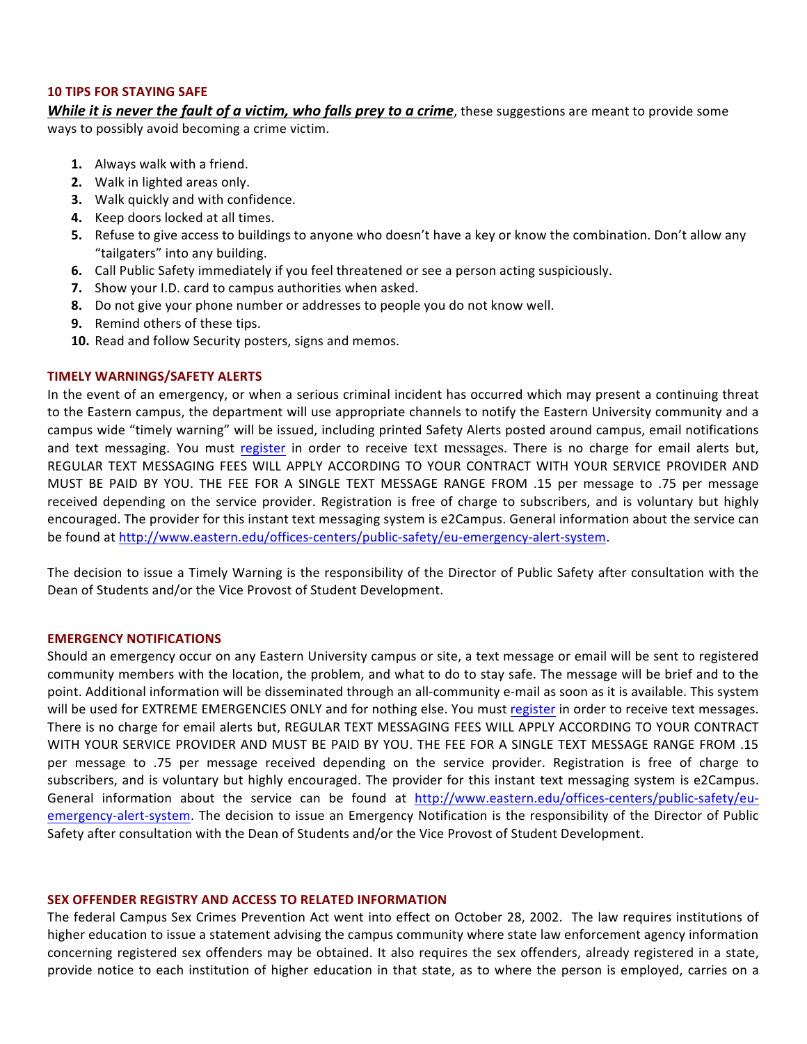## 10 TIPS FOR STAYING SAFE

***While it is never the fault of a victim, who falls prey to a crime***, these suggestions are meant to provide some ways to possibly avoid becoming a crime victim.

1. Always walk with a friend.
2. Walk in lighted areas only.
3. Walk quickly and with confidence.
4. Keep doors locked at all times.
5. Refuse to give access to buildings to anyone who doesn't have a key or know the combination. Don't allow any "tailgaters" into any building.
6. Call Public Safety immediately if you feel threatened or see a person acting suspiciously.
7. Show your I.D. card to campus authorities when asked.
8. Do not give your phone number or addresses to people you do not know well.
9. Remind others of these tips.
10. Read and follow Security posters, signs and memos.

## TIMELY WARNINGS/SAFETY ALERTS

In the event of an emergency, or when a serious criminal incident has occurred which may present a continuing threat to the Eastern campus, the department will use appropriate channels to notify the Eastern University community and a campus wide "timely warning" will be issued, including printed Safety Alerts posted around campus, email notifications and text messaging. You must register in order to receive text messages. There is no charge for email alerts but, REGULAR TEXT MESSAGING FEES WILL APPLY ACCORDING TO YOUR CONTRACT WITH YOUR SERVICE PROVIDER AND MUST BE PAID BY YOU. THE FEE FOR A SINGLE TEXT MESSAGE RANGE FROM .15 per message to .75 per message received depending on the service provider. Registration is free of charge to subscribers, and is voluntary but highly encouraged. The provider for this instant text messaging system is e2Campus. General information about the service can be found at http://www.eastern.edu/offices-centers/public-safety/eu-emergency-alert-system.

The decision to issue a Timely Warning is the responsibility of the Director of Public Safety after consultation with the Dean of Students and/or the Vice Provost of Student Development.

## EMERGENCY NOTIFICATIONS

Should an emergency occur on any Eastern University campus or site, a text message or email will be sent to registered community members with the location, the problem, and what to do to stay safe. The message will be brief and to the point. Additional information will be disseminated through an all-community e-mail as soon as it is available. This system will be used for EXTREME EMERGENCIES ONLY and for nothing else. You must register in order to receive text messages. There is no charge for email alerts but, REGULAR TEXT MESSAGING FEES WILL APPLY ACCORDING TO YOUR CONTRACT WITH YOUR SERVICE PROVIDER AND MUST BE PAID BY YOU. THE FEE FOR A SINGLE TEXT MESSAGE RANGE FROM .15 per message to .75 per message received depending on the service provider. Registration is free of charge to subscribers, and is voluntary but highly encouraged. The provider for this instant text messaging system is e2Campus. General information about the service can be found at http://www.eastern.edu/offices-centers/public-safety/eu-emergency-alert-system. The decision to issue an Emergency Notification is the responsibility of the Director of Public Safety after consultation with the Dean of Students and/or the Vice Provost of Student Development.

## SEX OFFENDER REGISTRY AND ACCESS TO RELATED INFORMATION

The federal Campus Sex Crimes Prevention Act went into effect on October 28, 2002. The law requires institutions of higher education to issue a statement advising the campus community where state law enforcement agency information concerning registered sex offenders may be obtained. It also requires the sex offenders, already registered in a state, provide notice to each institution of higher education in that state, as to where the person is employed, carries on a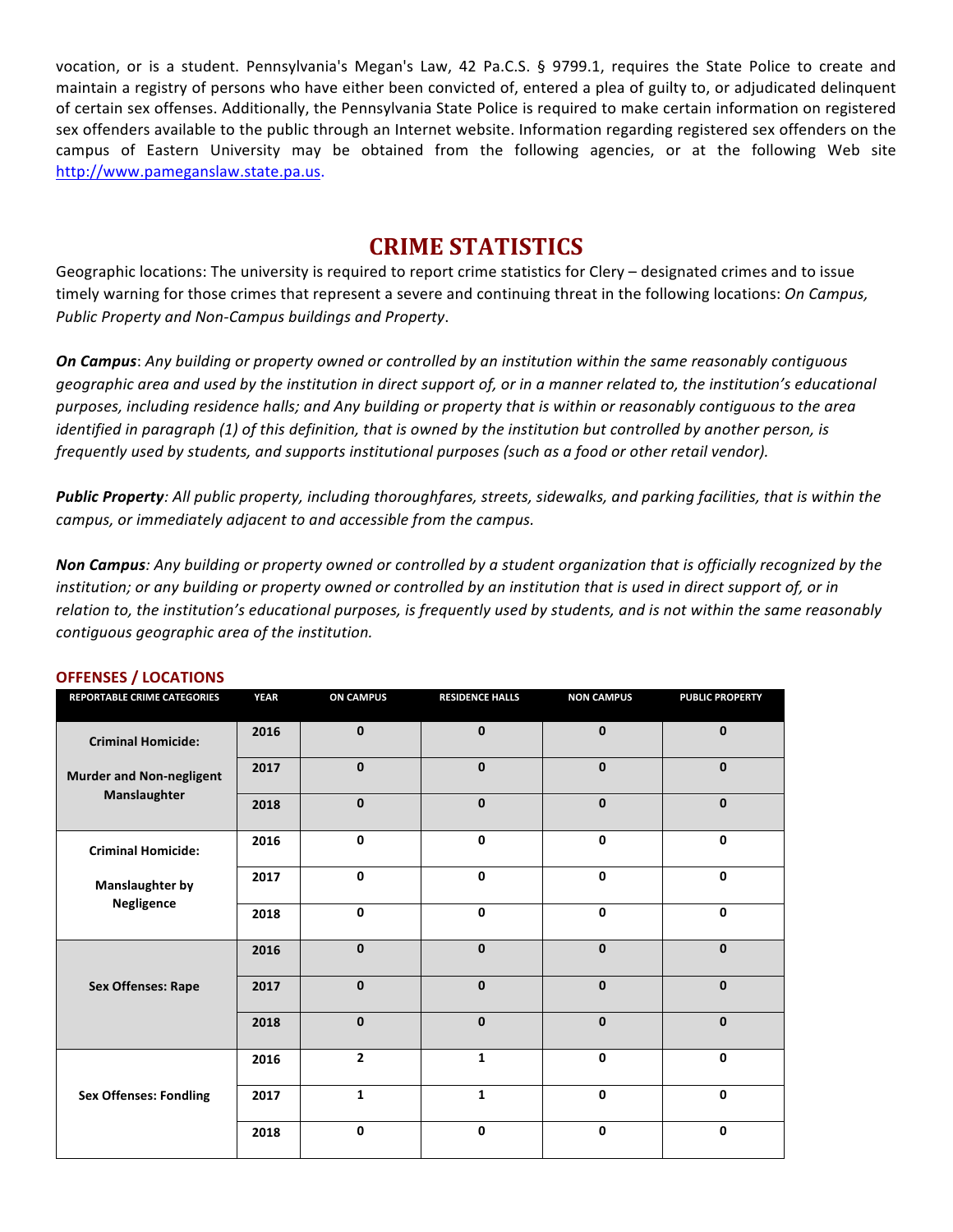vocation, or is a student. Pennsylvania's Megan's Law, 42 Pa.C.S. § 9799.1, requires the State Police to create and maintain a registry of persons who have either been convicted of, entered a plea of guilty to, or adjudicated delinquent of certain sex offenses. Additionally, the Pennsylvania State Police is required to make certain information on registered sex offenders available to the public through an Internet website. Information regarding registered sex offenders on the campus of Eastern University may be obtained from the following agencies, or at the following Web site [http://www.pameganslaw.state.pa.us](http://www.pameganslaw.state.pa.us).

# CRIME STATISTICS

Geographic locations: The university is required to report crime statistics for Clery – designated crimes and to issue timely warning for those crimes that represent a severe and continuing threat in the following locations: *On Campus, Public Property and Non-Campus buildings and Property*.

***On Campus***: *Any building or property owned or controlled by an institution within the same reasonably contiguous geographic area and used by the institution in direct support of, or in a manner related to, the institution's educational purposes, including residence halls; and Any building or property that is within or reasonably contiguous to the area identified in paragraph (1) of this definition, that is owned by the institution but controlled by another person, is frequently used by students, and supports institutional purposes (such as a food or other retail vendor).*

***Public Property****: All public property, including thoroughfares, streets, sidewalks, and parking facilities, that is within the campus, or immediately adjacent to and accessible from the campus.*

***Non Campus****: Any building or property owned or controlled by a student organization that is officially recognized by the institution; or any building or property owned or controlled by an institution that is used in direct support of, or in relation to, the institution's educational purposes, is frequently used by students, and is not within the same reasonably contiguous geographic area of the institution.*

### OFFENSES / LOCATIONS

| REPORTABLE CRIME CATEGORIES | YEAR | ON CAMPUS | RESIDENCE HALLS | NON CAMPUS | PUBLIC PROPERTY |
|---|---|---|---|---|---|
| **Criminal Homicide: Murder and Non-negligent Manslaughter** | 2016 | 0 | 0 | 0 | 0 |
| | 2017 | 0 | 0 | 0 | 0 |
| | 2018 | 0 | 0 | 0 | 0 |
| **Criminal Homicide: Manslaughter by Negligence** | 2016 | 0 | 0 | 0 | 0 |
| | 2017 | 0 | 0 | 0 | 0 |
| | 2018 | 0 | 0 | 0 | 0 |
| **Sex Offenses: Rape** | 2016 | 0 | 0 | 0 | 0 |
| | 2017 | 0 | 0 | 0 | 0 |
| | 2018 | 0 | 0 | 0 | 0 |
| **Sex Offenses: Fondling** | 2016 | 2 | 1 | 0 | 0 |
| | 2017 | 1 | 1 | 0 | 0 |
| | 2018 | 0 | 0 | 0 | 0 |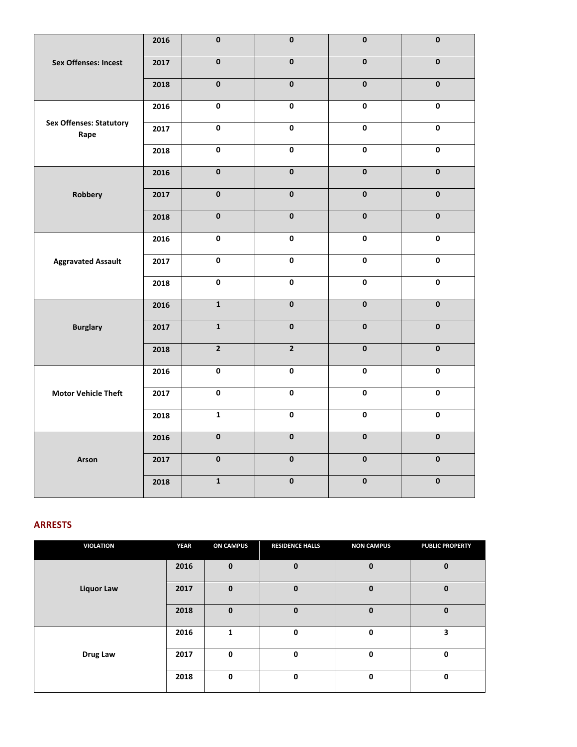| | | | | | |
|---|---|---|---|---|---|
| **Sex Offenses: Incest** | **2016** | **0** | **0** | **0** | **0** |
| | **2017** | **0** | **0** | **0** | **0** |
| | **2018** | **0** | **0** | **0** | **0** |
| **Sex Offenses: Statutory Rape** | **2016** | **0** | **0** | **0** | **0** |
| | **2017** | **0** | **0** | **0** | **0** |
| | **2018** | **0** | **0** | **0** | **0** |
| **Robbery** | **2016** | **0** | **0** | **0** | **0** |
| | **2017** | **0** | **0** | **0** | **0** |
| | **2018** | **0** | **0** | **0** | **0** |
| **Aggravated Assault** | **2016** | **0** | **0** | **0** | **0** |
| | **2017** | **0** | **0** | **0** | **0** |
| | **2018** | **0** | **0** | **0** | **0** |
| **Burglary** | **2016** | **1** | **0** | **0** | **0** |
| | **2017** | **1** | **0** | **0** | **0** |
| | **2018** | **2** | **2** | **0** | **0** |
| **Motor Vehicle Theft** | **2016** | **0** | **0** | **0** | **0** |
| | **2017** | **0** | **0** | **0** | **0** |
| | **2018** | **1** | **0** | **0** | **0** |
| **Arson** | **2016** | **0** | **0** | **0** | **0** |
| | **2017** | **0** | **0** | **0** | **0** |
| | **2018** | **1** | **0** | **0** | **0** |

## ARRESTS

| VIOLATION | YEAR | ON CAMPUS | RESIDENCE HALLS | NON CAMPUS | PUBLIC PROPERTY |
|---|---|---|---|---|---|
| **Liquor Law** | **2016** | **0** | **0** | **0** | **0** |
| | **2017** | **0** | **0** | **0** | **0** |
| | **2018** | **0** | **0** | **0** | **0** |
| **Drug Law** | **2016** | **1** | **0** | **0** | **3** |
| | **2017** | **0** | **0** | **0** | **0** |
| | **2018** | **0** | **0** | **0** | **0** |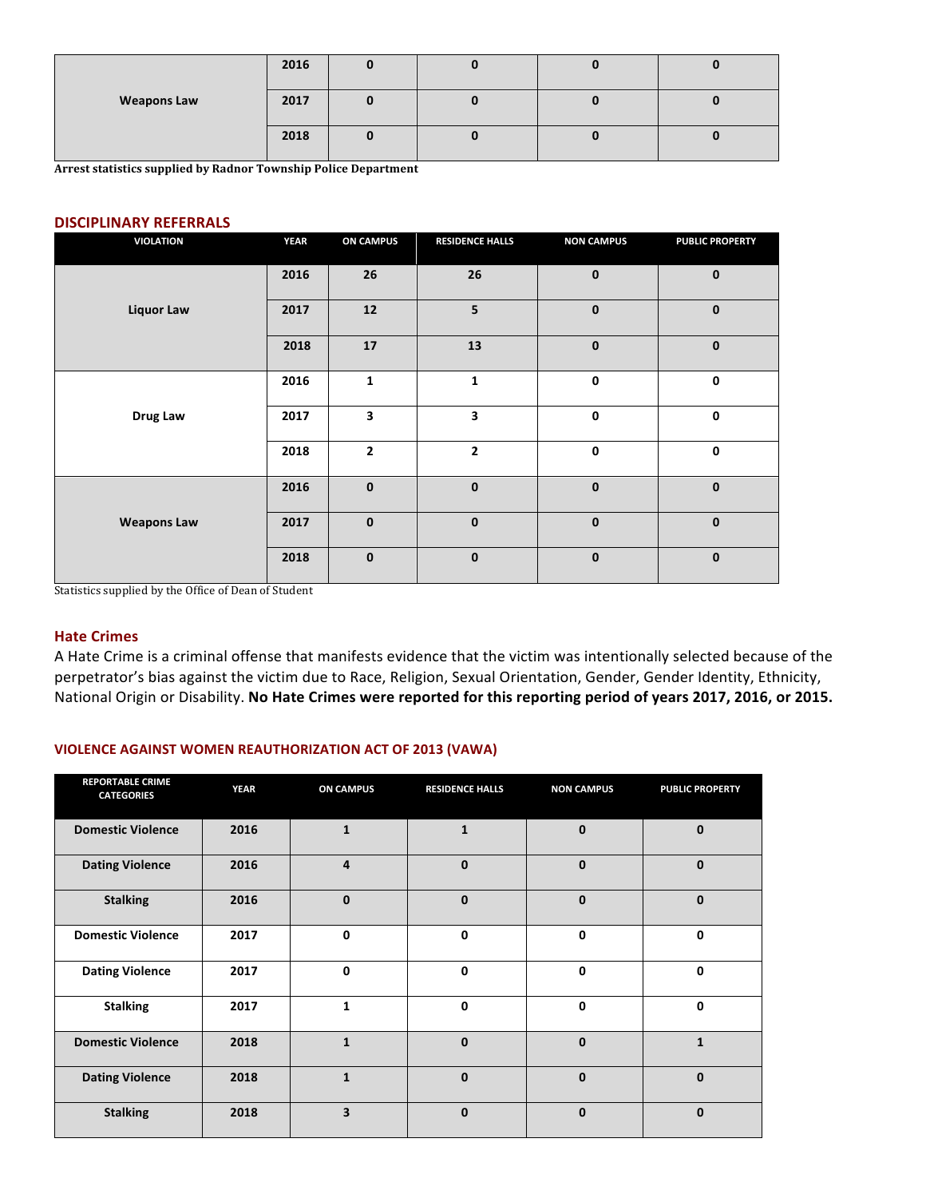| | | | | | |
|---|---|---|---|---|---|
| **Weapons Law** | **2016** | **0** | **0** | **0** | **0** |
| | **2017** | **0** | **0** | **0** | **0** |
| | **2018** | **0** | **0** | **0** | **0** |

**Arrest statistics supplied by Radnor Township Police Department**

## DISCIPLINARY REFERRALS

| VIOLATION | YEAR | ON CAMPUS | RESIDENCE HALLS | NON CAMPUS | PUBLIC PROPERTY |
|---|---|---|---|---|---|
| **Liquor Law** | **2016** | **26** | **26** | **0** | **0** |
| | **2017** | **12** | **5** | **0** | **0** |
| | **2018** | **17** | **13** | **0** | **0** |
| **Drug Law** | **2016** | **1** | **1** | **0** | **0** |
| | **2017** | **3** | **3** | **0** | **0** |
| | **2018** | **2** | **2** | **0** | **0** |
| **Weapons Law** | **2016** | **0** | **0** | **0** | **0** |
| | **2017** | **0** | **0** | **0** | **0** |
| | **2018** | **0** | **0** | **0** | **0** |

Statistics supplied by the Office of Dean of Student

## Hate Crimes

A Hate Crime is a criminal offense that manifests evidence that the victim was intentionally selected because of the perpetrator's bias against the victim due to Race, Religion, Sexual Orientation, Gender, Gender Identity, Ethnicity, National Origin or Disability. **No Hate Crimes were reported for this reporting period of years 2017, 2016, or 2015.**

## VIOLENCE AGAINST WOMEN REAUTHORIZATION ACT OF 2013 (VAWA)

| REPORTABLE CRIME CATEGORIES | YEAR | ON CAMPUS | RESIDENCE HALLS | NON CAMPUS | PUBLIC PROPERTY |
|---|---|---|---|---|---|
| **Domestic Violence** | **2016** | **1** | **1** | **0** | **0** |
| **Dating Violence** | **2016** | **4** | **0** | **0** | **0** |
| **Stalking** | **2016** | **0** | **0** | **0** | **0** |
| **Domestic Violence** | **2017** | **0** | **0** | **0** | **0** |
| **Dating Violence** | **2017** | **0** | **0** | **0** | **0** |
| **Stalking** | **2017** | **1** | **0** | **0** | **0** |
| **Domestic Violence** | **2018** | **1** | **0** | **0** | **1** |
| **Dating Violence** | **2018** | **1** | **0** | **0** | **0** |
| **Stalking** | **2018** | **3** | **0** | **0** | **0** |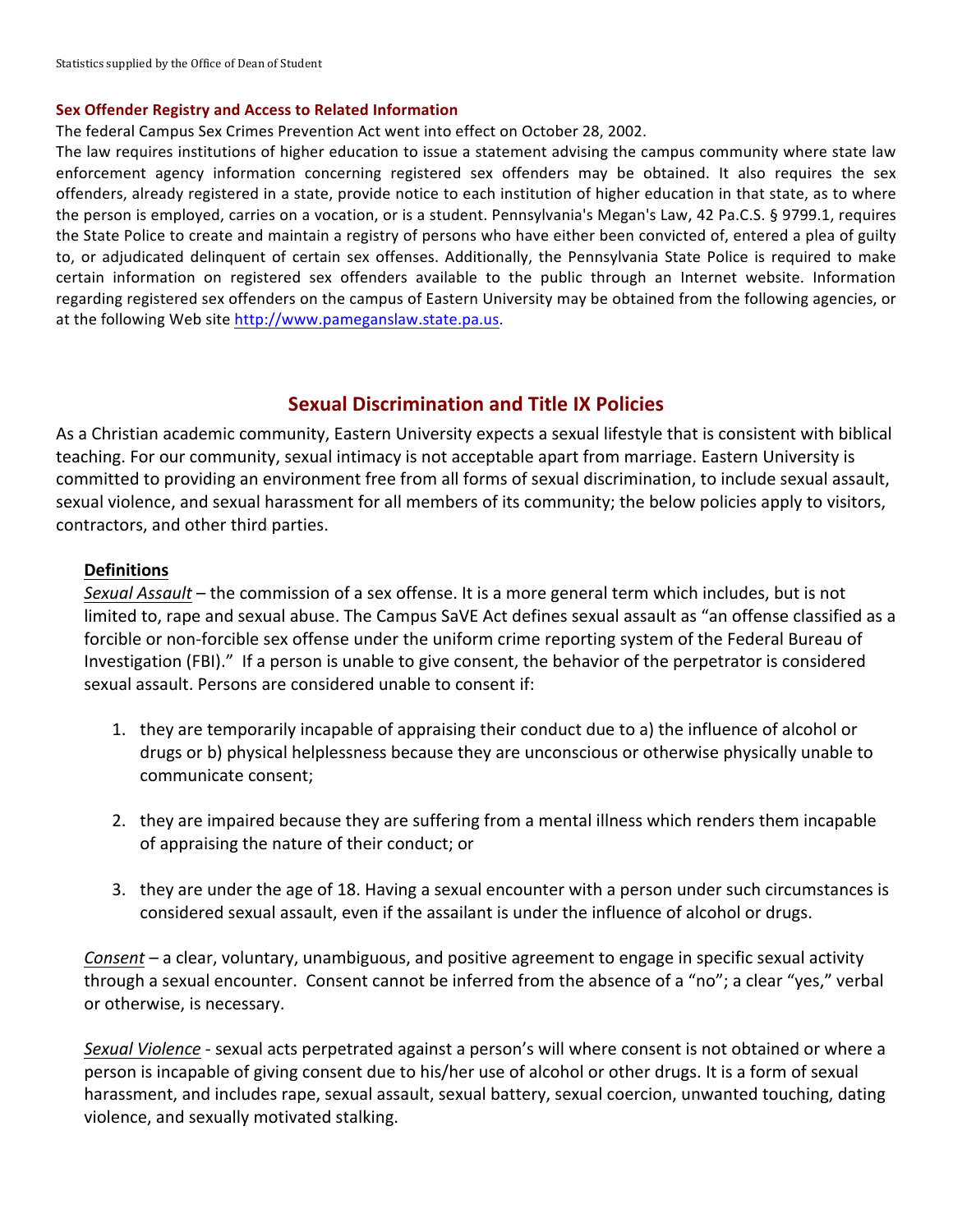Statistics supplied by the Office of Dean of Student

### Sex Offender Registry and Access to Related Information

The federal Campus Sex Crimes Prevention Act went into effect on October 28, 2002.

The law requires institutions of higher education to issue a statement advising the campus community where state law enforcement agency information concerning registered sex offenders may be obtained. It also requires the sex offenders, already registered in a state, provide notice to each institution of higher education in that state, as to where the person is employed, carries on a vocation, or is a student. Pennsylvania's Megan's Law, 42 Pa.C.S. § 9799.1, requires the State Police to create and maintain a registry of persons who have either been convicted of, entered a plea of guilty to, or adjudicated delinquent of certain sex offenses. Additionally, the Pennsylvania State Police is required to make certain information on registered sex offenders available to the public through an Internet website. Information regarding registered sex offenders on the campus of Eastern University may be obtained from the following agencies, or at the following Web site http://www.pameganslaw.state.pa.us.

## Sexual Discrimination and Title IX Policies

As a Christian academic community, Eastern University expects a sexual lifestyle that is consistent with biblical teaching. For our community, sexual intimacy is not acceptable apart from marriage. Eastern University is committed to providing an environment free from all forms of sexual discrimination, to include sexual assault, sexual violence, and sexual harassment for all members of its community; the below policies apply to visitors, contractors, and other third parties.

**Definitions**

*Sexual Assault* – the commission of a sex offense. It is a more general term which includes, but is not limited to, rape and sexual abuse. The Campus SaVE Act defines sexual assault as "an offense classified as a forcible or non-forcible sex offense under the uniform crime reporting system of the Federal Bureau of Investigation (FBI)." If a person is unable to give consent, the behavior of the perpetrator is considered sexual assault. Persons are considered unable to consent if:

1. they are temporarily incapable of appraising their conduct due to a) the influence of alcohol or drugs or b) physical helplessness because they are unconscious or otherwise physically unable to communicate consent;
2. they are impaired because they are suffering from a mental illness which renders them incapable of appraising the nature of their conduct; or
3. they are under the age of 18. Having a sexual encounter with a person under such circumstances is considered sexual assault, even if the assailant is under the influence of alcohol or drugs.

*Consent* – a clear, voluntary, unambiguous, and positive agreement to engage in specific sexual activity through a sexual encounter. Consent cannot be inferred from the absence of a "no"; a clear "yes," verbal or otherwise, is necessary.

*Sexual Violence* - sexual acts perpetrated against a person's will where consent is not obtained or where a person is incapable of giving consent due to his/her use of alcohol or other drugs. It is a form of sexual harassment, and includes rape, sexual assault, sexual battery, sexual coercion, unwanted touching, dating violence, and sexually motivated stalking.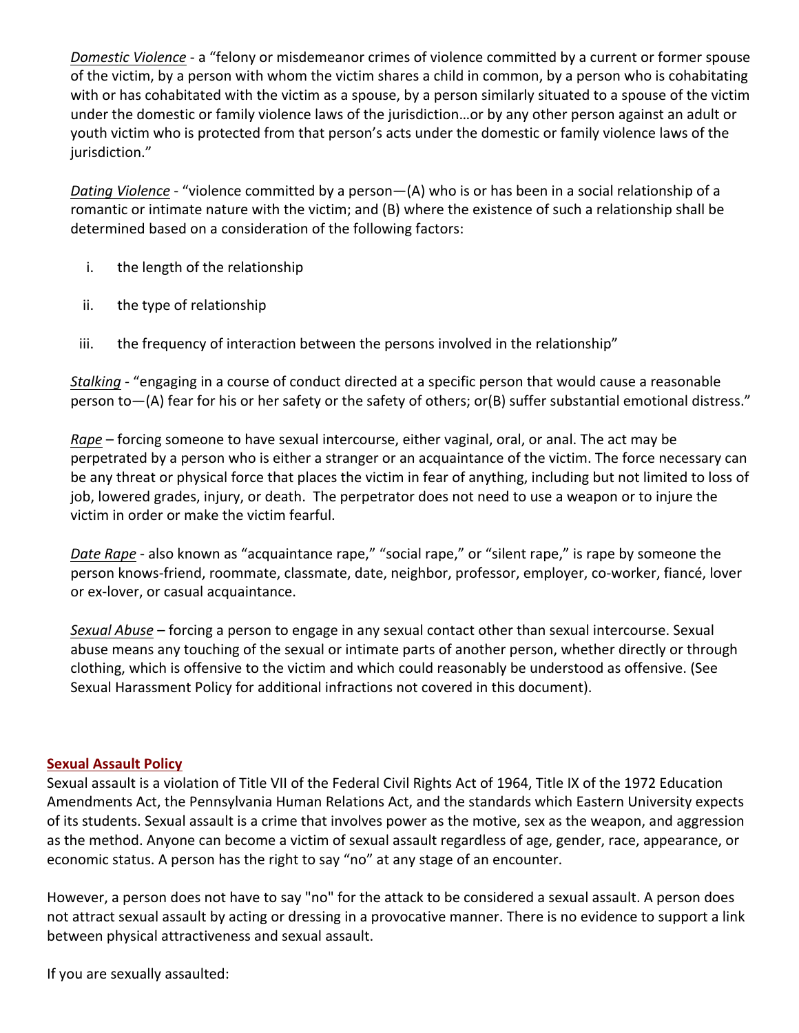*Domestic Violence* - a “felony or misdemeanor crimes of violence committed by a current or former spouse of the victim, by a person with whom the victim shares a child in common, by a person who is cohabitating with or has cohabitated with the victim as a spouse, by a person similarly situated to a spouse of the victim under the domestic or family violence laws of the jurisdiction…or by any other person against an adult or youth victim who is protected from that person’s acts under the domestic or family violence laws of the jurisdiction.”

*Dating Violence* - “violence committed by a person—(A) who is or has been in a social relationship of a romantic or intimate nature with the victim; and (B) where the existence of such a relationship shall be determined based on a consideration of the following factors:

i. the length of the relationship
ii. the type of relationship
iii. the frequency of interaction between the persons involved in the relationship”

*Stalking* - “engaging in a course of conduct directed at a specific person that would cause a reasonable person to—(A) fear for his or her safety or the safety of others; or(B) suffer substantial emotional distress.”

*Rape* – forcing someone to have sexual intercourse, either vaginal, oral, or anal. The act may be perpetrated by a person who is either a stranger or an acquaintance of the victim. The force necessary can be any threat or physical force that places the victim in fear of anything, including but not limited to loss of job, lowered grades, injury, or death. The perpetrator does not need to use a weapon or to injure the victim in order or make the victim fearful.

*Date Rape* - also known as “acquaintance rape,” “social rape,” or “silent rape,” is rape by someone the person knows-friend, roommate, classmate, date, neighbor, professor, employer, co-worker, fiancé, lover or ex-lover, or casual acquaintance.

*Sexual Abuse* – forcing a person to engage in any sexual contact other than sexual intercourse. Sexual abuse means any touching of the sexual or intimate parts of another person, whether directly or through clothing, which is offensive to the victim and which could reasonably be understood as offensive. (See Sexual Harassment Policy for additional infractions not covered in this document).

## Sexual Assault Policy

Sexual assault is a violation of Title VII of the Federal Civil Rights Act of 1964, Title IX of the 1972 Education Amendments Act, the Pennsylvania Human Relations Act, and the standards which Eastern University expects of its students. Sexual assault is a crime that involves power as the motive, sex as the weapon, and aggression as the method. Anyone can become a victim of sexual assault regardless of age, gender, race, appearance, or economic status. A person has the right to say “no” at any stage of an encounter.

However, a person does not have to say "no" for the attack to be considered a sexual assault. A person does not attract sexual assault by acting or dressing in a provocative manner. There is no evidence to support a link between physical attractiveness and sexual assault.

If you are sexually assaulted: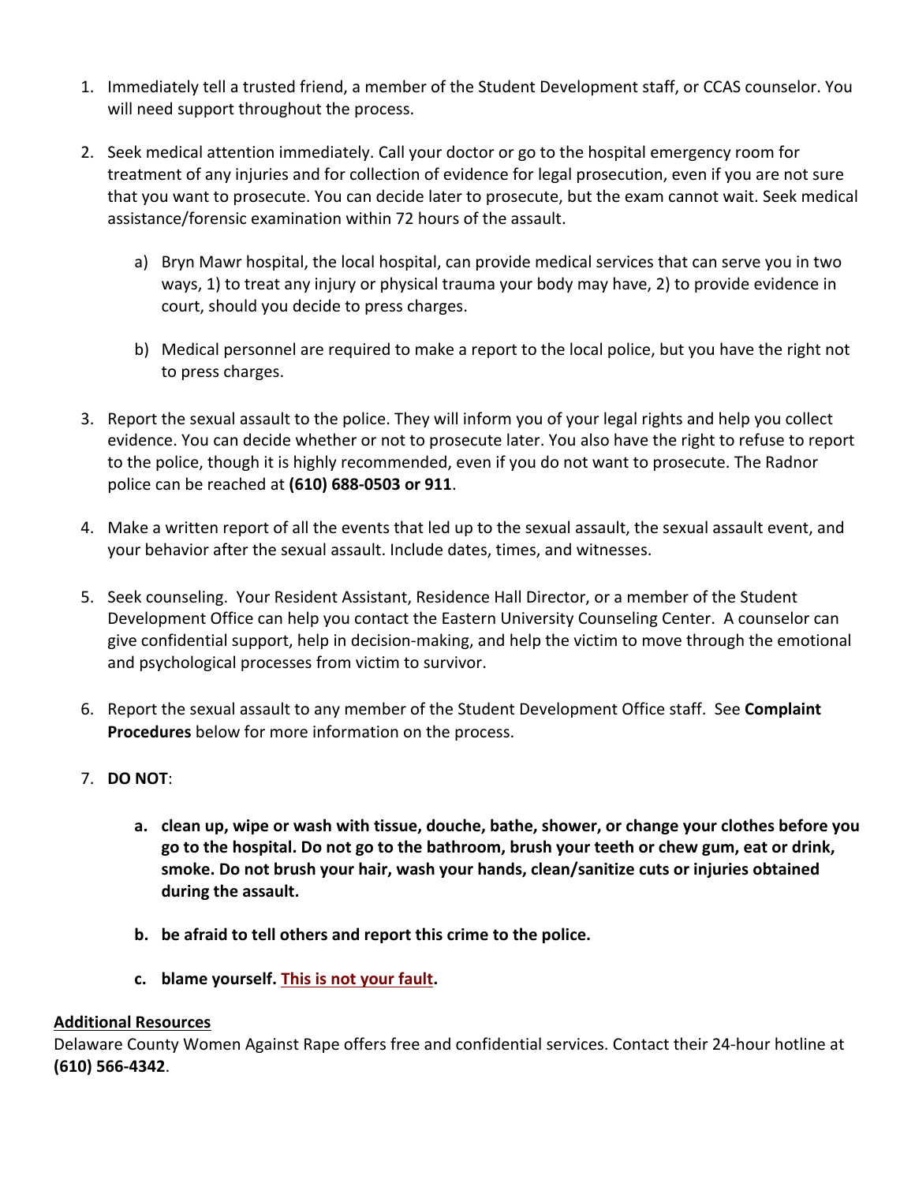1. Immediately tell a trusted friend, a member of the Student Development staff, or CCAS counselor. You will need support throughout the process.

2. Seek medical attention immediately. Call your doctor or go to the hospital emergency room for treatment of any injuries and for collection of evidence for legal prosecution, even if you are not sure that you want to prosecute. You can decide later to prosecute, but the exam cannot wait. Seek medical assistance/forensic examination within 72 hours of the assault.

   a) Bryn Mawr hospital, the local hospital, can provide medical services that can serve you in two ways, 1) to treat any injury or physical trauma your body may have, 2) to provide evidence in court, should you decide to press charges.

   b) Medical personnel are required to make a report to the local police, but you have the right not to press charges.

3. Report the sexual assault to the police. They will inform you of your legal rights and help you collect evidence. You can decide whether or not to prosecute later. You also have the right to refuse to report to the police, though it is highly recommended, even if you do not want to prosecute. The Radnor police can be reached at **(610) 688-0503 or 911**.

4. Make a written report of all the events that led up to the sexual assault, the sexual assault event, and your behavior after the sexual assault. Include dates, times, and witnesses.

5. Seek counseling. Your Resident Assistant, Residence Hall Director, or a member of the Student Development Office can help you contact the Eastern University Counseling Center. A counselor can give confidential support, help in decision-making, and help the victim to move through the emotional and psychological processes from victim to survivor.

6. Report the sexual assault to any member of the Student Development Office staff. See **Complaint Procedures** below for more information on the process.

7. **DO NOT**:

   a. **clean up, wipe or wash with tissue, douche, bathe, shower, or change your clothes before you go to the hospital. Do not go to the bathroom, brush your teeth or chew gum, eat or drink, smoke. Do not brush your hair, wash your hands, clean/sanitize cuts or injuries obtained during the assault.**

   b. **be afraid to tell others and report this crime to the police.**

   c. **blame yourself. <u>This is not your fault</u>.**

<u>**Additional Resources**</u>

Delaware County Women Against Rape offers free and confidential services. Contact their 24-hour hotline at **(610) 566-4342**.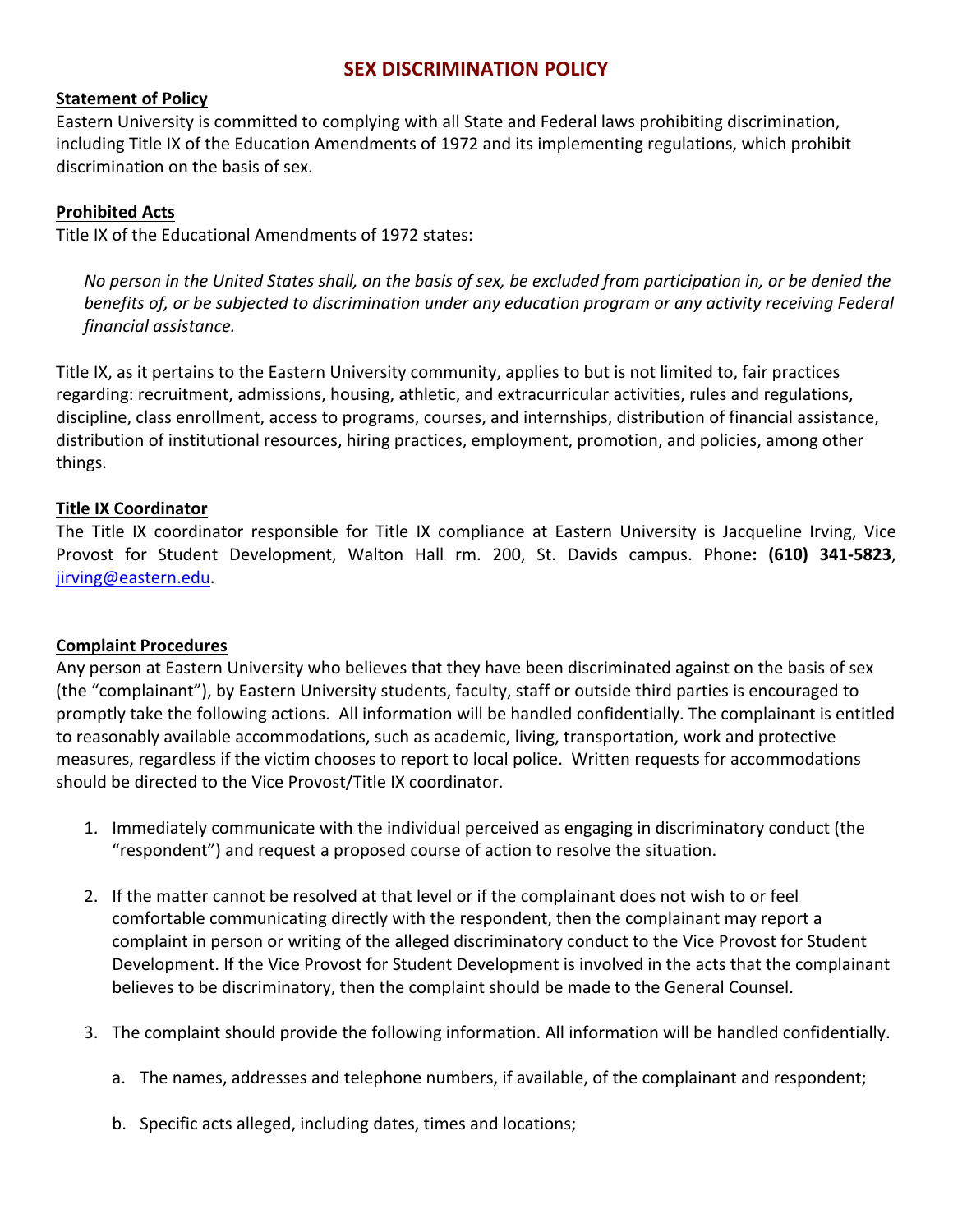# SEX DISCRIMINATION POLICY

**Statement of Policy**

Eastern University is committed to complying with all State and Federal laws prohibiting discrimination, including Title IX of the Education Amendments of 1972 and its implementing regulations, which prohibit discrimination on the basis of sex.

**Prohibited Acts**

Title IX of the Educational Amendments of 1972 states:

> *No person in the United States shall, on the basis of sex, be excluded from participation in, or be denied the benefits of, or be subjected to discrimination under any education program or any activity receiving Federal financial assistance.*

Title IX, as it pertains to the Eastern University community, applies to but is not limited to, fair practices regarding: recruitment, admissions, housing, athletic, and extracurricular activities, rules and regulations, discipline, class enrollment, access to programs, courses, and internships, distribution of financial assistance, distribution of institutional resources, hiring practices, employment, promotion, and policies, among other things.

**Title IX Coordinator**

The Title IX coordinator responsible for Title IX compliance at Eastern University is Jacqueline Irving, Vice Provost for Student Development, Walton Hall rm. 200, St. Davids campus. Phone**: (610) 341-5823**, jirving@eastern.edu.

**Complaint Procedures**

Any person at Eastern University who believes that they have been discriminated against on the basis of sex (the "complainant"), by Eastern University students, faculty, staff or outside third parties is encouraged to promptly take the following actions. All information will be handled confidentially. The complainant is entitled to reasonably available accommodations, such as academic, living, transportation, work and protective measures, regardless if the victim chooses to report to local police. Written requests for accommodations should be directed to the Vice Provost/Title IX coordinator.

1. Immediately communicate with the individual perceived as engaging in discriminatory conduct (the "respondent") and request a proposed course of action to resolve the situation.

2. If the matter cannot be resolved at that level or if the complainant does not wish to or feel comfortable communicating directly with the respondent, then the complainant may report a complaint in person or writing of the alleged discriminatory conduct to the Vice Provost for Student Development. If the Vice Provost for Student Development is involved in the acts that the complainant believes to be discriminatory, then the complaint should be made to the General Counsel.

3. The complaint should provide the following information. All information will be handled confidentially.

   a. The names, addresses and telephone numbers, if available, of the complainant and respondent;

   b. Specific acts alleged, including dates, times and locations;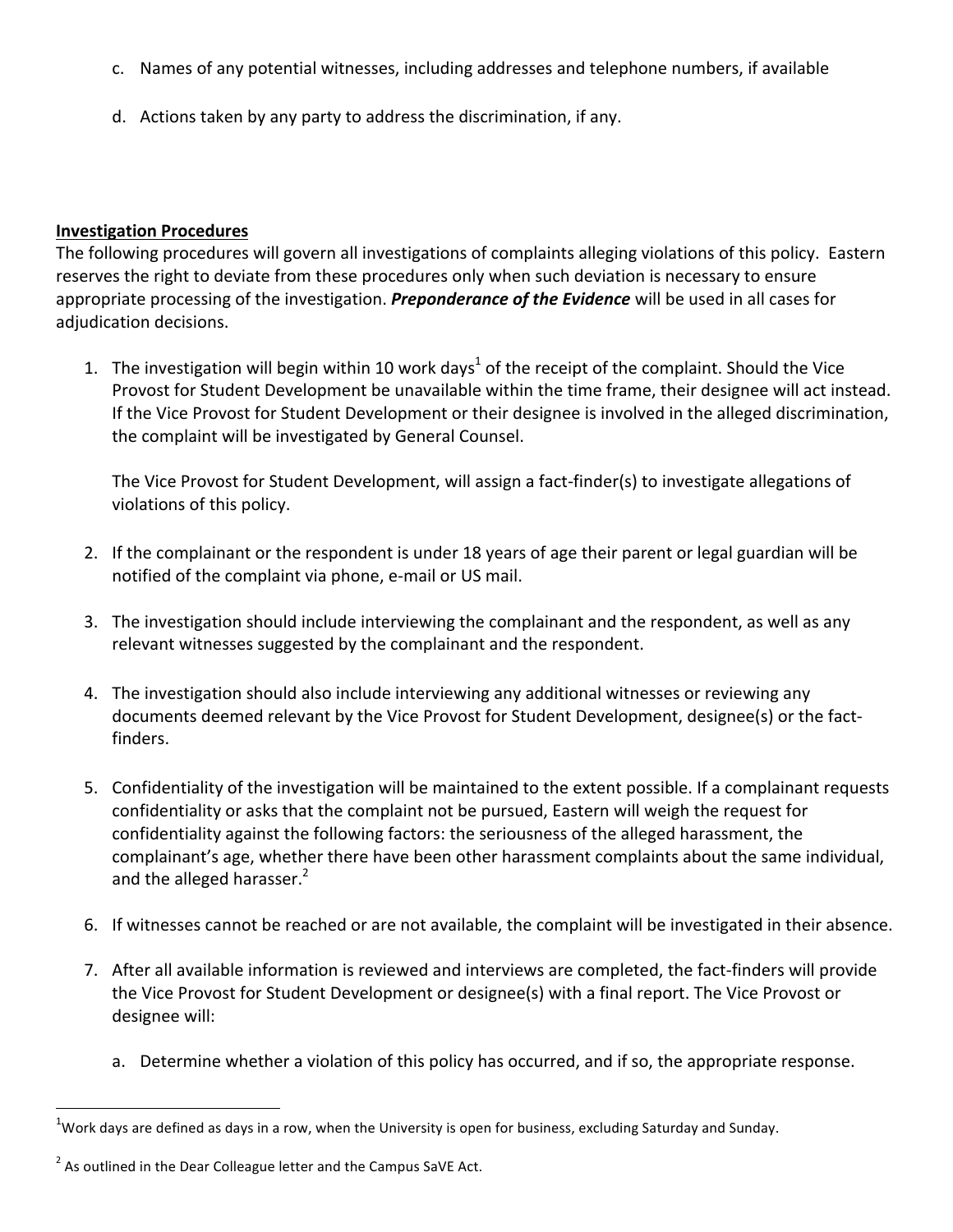c. Names of any potential witnesses, including addresses and telephone numbers, if available

d. Actions taken by any party to address the discrimination, if any.

**Investigation Procedures**

The following procedures will govern all investigations of complaints alleging violations of this policy. Eastern reserves the right to deviate from these procedures only when such deviation is necessary to ensure appropriate processing of the investigation. ***Preponderance of the Evidence*** will be used in all cases for adjudication decisions.

1. The investigation will begin within 10 work days[1] of the receipt of the complaint. Should the Vice Provost for Student Development be unavailable within the time frame, their designee will act instead. If the Vice Provost for Student Development or their designee is involved in the alleged discrimination, the complaint will be investigated by General Counsel.

   The Vice Provost for Student Development, will assign a fact-finder(s) to investigate allegations of violations of this policy.

2. If the complainant or the respondent is under 18 years of age their parent or legal guardian will be notified of the complaint via phone, e-mail or US mail.

3. The investigation should include interviewing the complainant and the respondent, as well as any relevant witnesses suggested by the complainant and the respondent.

4. The investigation should also include interviewing any additional witnesses or reviewing any documents deemed relevant by the Vice Provost for Student Development, designee(s) or the fact-finders.

5. Confidentiality of the investigation will be maintained to the extent possible. If a complainant requests confidentiality or asks that the complaint not be pursued, Eastern will weigh the request for confidentiality against the following factors: the seriousness of the alleged harassment, the complainant's age, whether there have been other harassment complaints about the same individual, and the alleged harasser.[2]

6. If witnesses cannot be reached or are not available, the complaint will be investigated in their absence.

7. After all available information is reviewed and interviews are completed, the fact-finders will provide the Vice Provost for Student Development or designee(s) with a final report. The Vice Provost or designee will:

   a. Determine whether a violation of this policy has occurred, and if so, the appropriate response.

[1] Work days are defined as days in a row, when the University is open for business, excluding Saturday and Sunday.

[2] As outlined in the Dear Colleague letter and the Campus SaVE Act.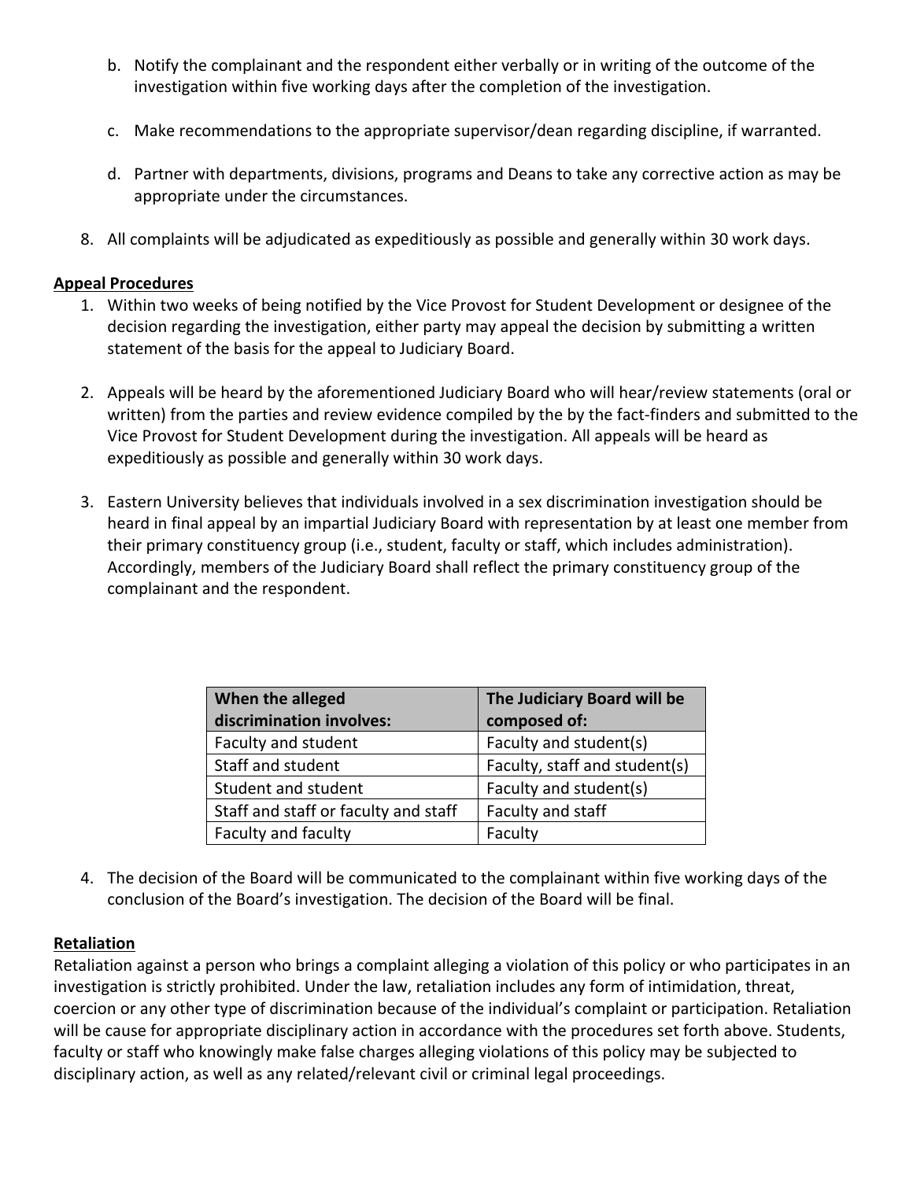b. Notify the complainant and the respondent either verbally or in writing of the outcome of the investigation within five working days after the completion of the investigation.

c. Make recommendations to the appropriate supervisor/dean regarding discipline, if warranted.

d. Partner with departments, divisions, programs and Deans to take any corrective action as may be appropriate under the circumstances.

8. All complaints will be adjudicated as expeditiously as possible and generally within 30 work days.

**Appeal Procedures**

1. Within two weeks of being notified by the Vice Provost for Student Development or designee of the decision regarding the investigation, either party may appeal the decision by submitting a written statement of the basis for the appeal to Judiciary Board.

2. Appeals will be heard by the aforementioned Judiciary Board who will hear/review statements (oral or written) from the parties and review evidence compiled by the by the fact-finders and submitted to the Vice Provost for Student Development during the investigation. All appeals will be heard as expeditiously as possible and generally within 30 work days.

3. Eastern University believes that individuals involved in a sex discrimination investigation should be heard in final appeal by an impartial Judiciary Board with representation by at least one member from their primary constituency group (i.e., student, faculty or staff, which includes administration). Accordingly, members of the Judiciary Board shall reflect the primary constituency group of the complainant and the respondent.

| When the alleged discrimination involves: | The Judiciary Board will be composed of: |
| --- | --- |
| Faculty and student | Faculty and student(s) |
| Staff and student | Faculty, staff and student(s) |
| Student and student | Faculty and student(s) |
| Staff and staff or faculty and staff | Faculty and staff |
| Faculty and faculty | Faculty |

4. The decision of the Board will be communicated to the complainant within five working days of the conclusion of the Board's investigation. The decision of the Board will be final.

**Retaliation**

Retaliation against a person who brings a complaint alleging a violation of this policy or who participates in an investigation is strictly prohibited. Under the law, retaliation includes any form of intimidation, threat, coercion or any other type of discrimination because of the individual's complaint or participation. Retaliation will be cause for appropriate disciplinary action in accordance with the procedures set forth above. Students, faculty or staff who knowingly make false charges alleging violations of this policy may be subjected to disciplinary action, as well as any related/relevant civil or criminal legal proceedings.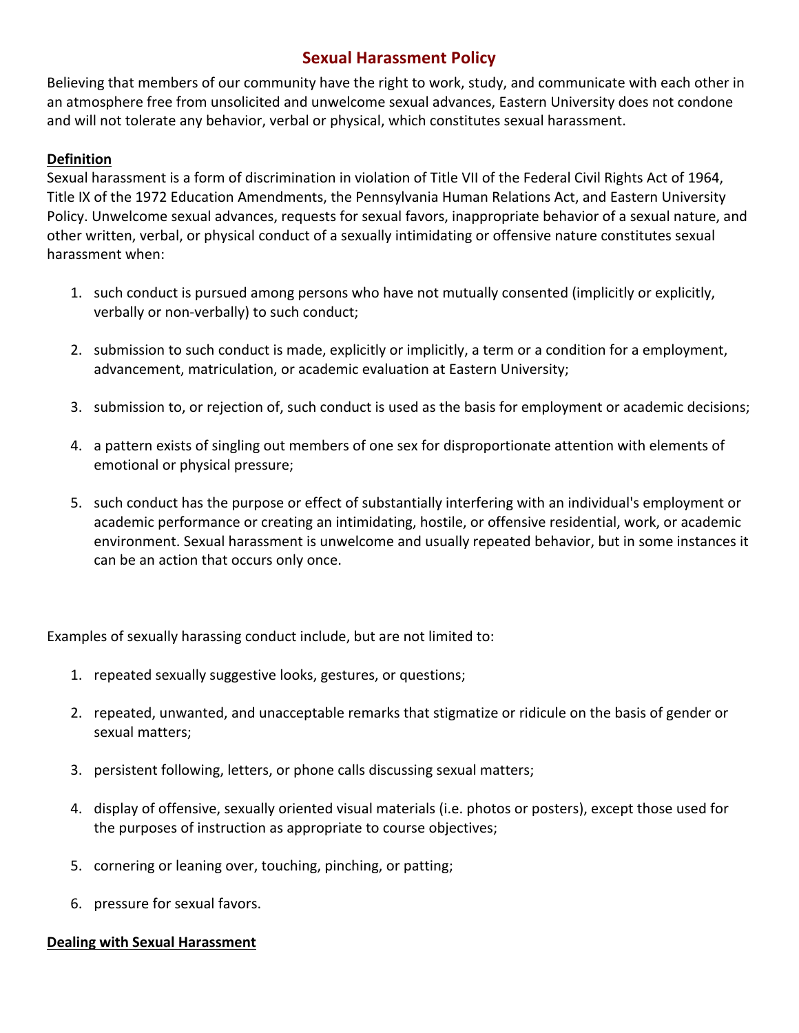## Sexual Harassment Policy

Believing that members of our community have the right to work, study, and communicate with each other in an atmosphere free from unsolicited and unwelcome sexual advances, Eastern University does not condone and will not tolerate any behavior, verbal or physical, which constitutes sexual harassment.

### Definition

Sexual harassment is a form of discrimination in violation of Title VII of the Federal Civil Rights Act of 1964, Title IX of the 1972 Education Amendments, the Pennsylvania Human Relations Act, and Eastern University Policy. Unwelcome sexual advances, requests for sexual favors, inappropriate behavior of a sexual nature, and other written, verbal, or physical conduct of a sexually intimidating or offensive nature constitutes sexual harassment when:

1. such conduct is pursued among persons who have not mutually consented (implicitly or explicitly, verbally or non-verbally) to such conduct;

2. submission to such conduct is made, explicitly or implicitly, a term or a condition for a employment, advancement, matriculation, or academic evaluation at Eastern University;

3. submission to, or rejection of, such conduct is used as the basis for employment or academic decisions;

4. a pattern exists of singling out members of one sex for disproportionate attention with elements of emotional or physical pressure;

5. such conduct has the purpose or effect of substantially interfering with an individual's employment or academic performance or creating an intimidating, hostile, or offensive residential, work, or academic environment. Sexual harassment is unwelcome and usually repeated behavior, but in some instances it can be an action that occurs only once.

Examples of sexually harassing conduct include, but are not limited to:

1. repeated sexually suggestive looks, gestures, or questions;

2. repeated, unwanted, and unacceptable remarks that stigmatize or ridicule on the basis of gender or sexual matters;

3. persistent following, letters, or phone calls discussing sexual matters;

4. display of offensive, sexually oriented visual materials (i.e. photos or posters), except those used for the purposes of instruction as appropriate to course objectives;

5. cornering or leaning over, touching, pinching, or patting;

6. pressure for sexual favors.

### Dealing with Sexual Harassment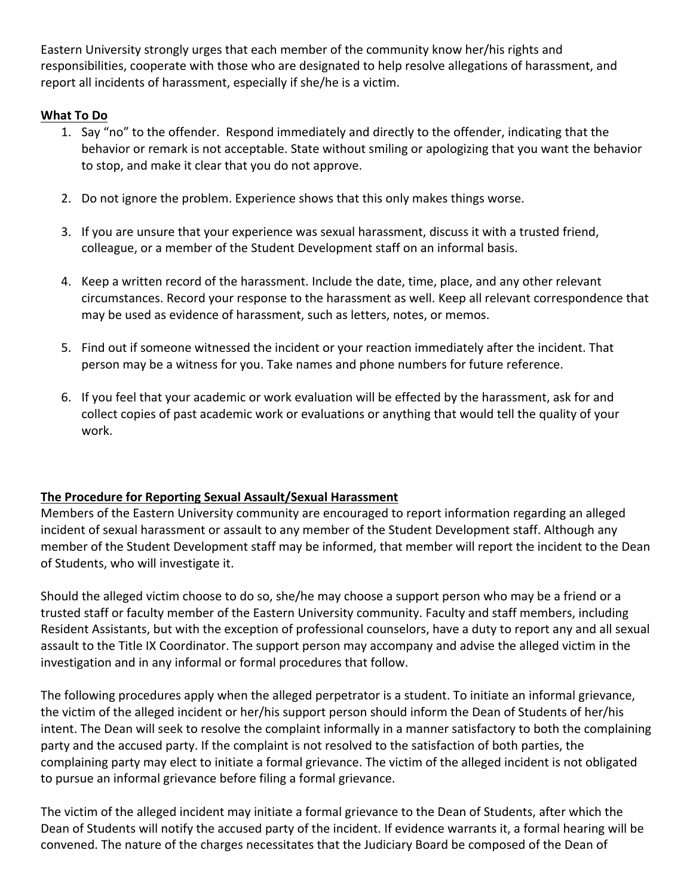Eastern University strongly urges that each member of the community know her/his rights and responsibilities, cooperate with those who are designated to help resolve allegations of harassment, and report all incidents of harassment, especially if she/he is a victim.

**What To Do**

1. Say "no" to the offender. Respond immediately and directly to the offender, indicating that the behavior or remark is not acceptable. State without smiling or apologizing that you want the behavior to stop, and make it clear that you do not approve.

2. Do not ignore the problem. Experience shows that this only makes things worse.

3. If you are unsure that your experience was sexual harassment, discuss it with a trusted friend, colleague, or a member of the Student Development staff on an informal basis.

4. Keep a written record of the harassment. Include the date, time, place, and any other relevant circumstances. Record your response to the harassment as well. Keep all relevant correspondence that may be used as evidence of harassment, such as letters, notes, or memos.

5. Find out if someone witnessed the incident or your reaction immediately after the incident. That person may be a witness for you. Take names and phone numbers for future reference.

6. If you feel that your academic or work evaluation will be effected by the harassment, ask for and collect copies of past academic work or evaluations or anything that would tell the quality of your work.

**The Procedure for Reporting Sexual Assault/Sexual Harassment**

Members of the Eastern University community are encouraged to report information regarding an alleged incident of sexual harassment or assault to any member of the Student Development staff. Although any member of the Student Development staff may be informed, that member will report the incident to the Dean of Students, who will investigate it.

Should the alleged victim choose to do so, she/he may choose a support person who may be a friend or a trusted staff or faculty member of the Eastern University community. Faculty and staff members, including Resident Assistants, but with the exception of professional counselors, have a duty to report any and all sexual assault to the Title IX Coordinator. The support person may accompany and advise the alleged victim in the investigation and in any informal or formal procedures that follow.

The following procedures apply when the alleged perpetrator is a student. To initiate an informal grievance, the victim of the alleged incident or her/his support person should inform the Dean of Students of her/his intent. The Dean will seek to resolve the complaint informally in a manner satisfactory to both the complaining party and the accused party. If the complaint is not resolved to the satisfaction of both parties, the complaining party may elect to initiate a formal grievance. The victim of the alleged incident is not obligated to pursue an informal grievance before filing a formal grievance.

The victim of the alleged incident may initiate a formal grievance to the Dean of Students, after which the Dean of Students will notify the accused party of the incident. If evidence warrants it, a formal hearing will be convened. The nature of the charges necessitates that the Judiciary Board be composed of the Dean of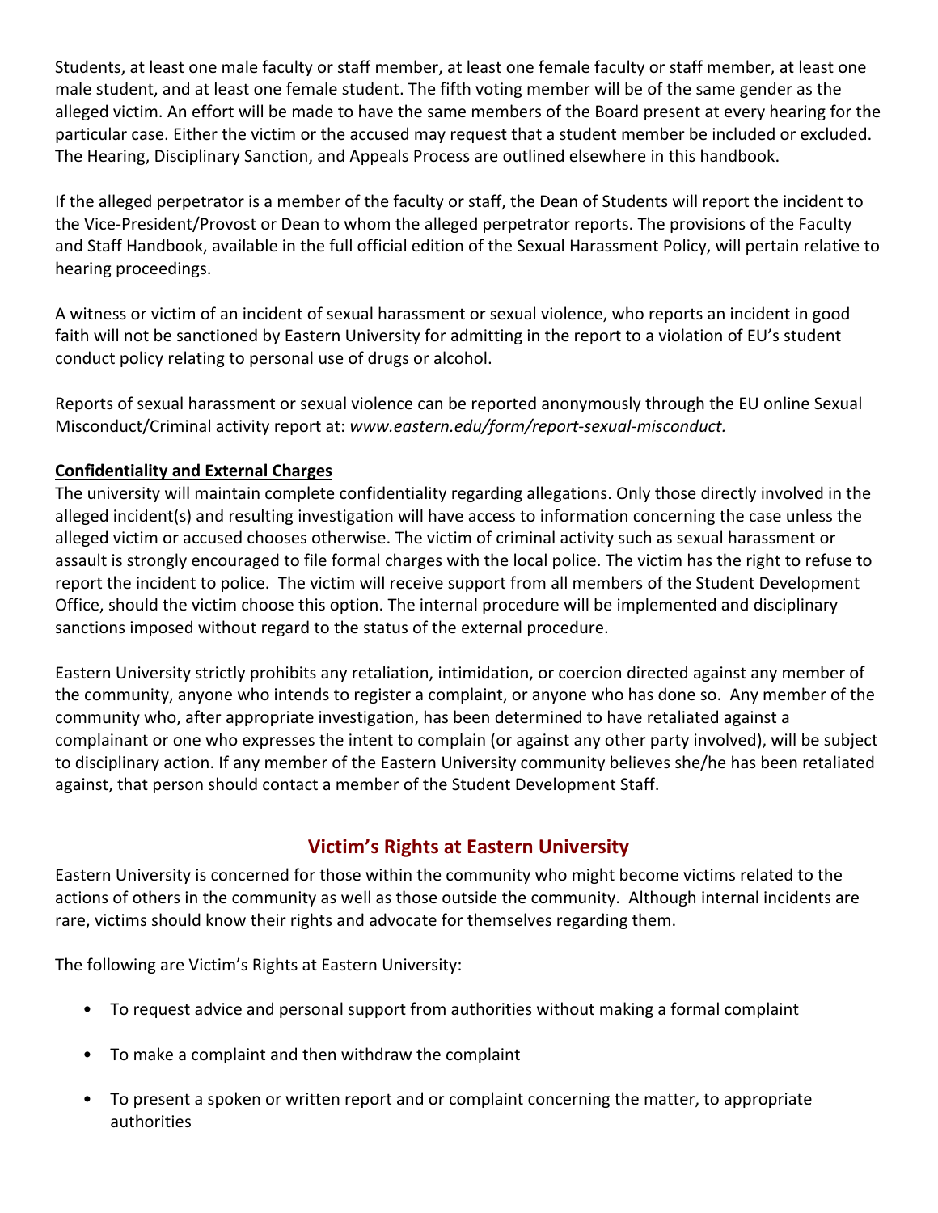Students, at least one male faculty or staff member, at least one female faculty or staff member, at least one male student, and at least one female student. The fifth voting member will be of the same gender as the alleged victim. An effort will be made to have the same members of the Board present at every hearing for the particular case. Either the victim or the accused may request that a student member be included or excluded. The Hearing, Disciplinary Sanction, and Appeals Process are outlined elsewhere in this handbook.

If the alleged perpetrator is a member of the faculty or staff, the Dean of Students will report the incident to the Vice-President/Provost or Dean to whom the alleged perpetrator reports. The provisions of the Faculty and Staff Handbook, available in the full official edition of the Sexual Harassment Policy, will pertain relative to hearing proceedings.

A witness or victim of an incident of sexual harassment or sexual violence, who reports an incident in good faith will not be sanctioned by Eastern University for admitting in the report to a violation of EU's student conduct policy relating to personal use of drugs or alcohol.

Reports of sexual harassment or sexual violence can be reported anonymously through the EU online Sexual Misconduct/Criminal activity report at: *www.eastern.edu/form/report-sexual-misconduct.*

**Confidentiality and External Charges**

The university will maintain complete confidentiality regarding allegations. Only those directly involved in the alleged incident(s) and resulting investigation will have access to information concerning the case unless the alleged victim or accused chooses otherwise. The victim of criminal activity such as sexual harassment or assault is strongly encouraged to file formal charges with the local police. The victim has the right to refuse to report the incident to police. The victim will receive support from all members of the Student Development Office, should the victim choose this option. The internal procedure will be implemented and disciplinary sanctions imposed without regard to the status of the external procedure.

Eastern University strictly prohibits any retaliation, intimidation, or coercion directed against any member of the community, anyone who intends to register a complaint, or anyone who has done so. Any member of the community who, after appropriate investigation, has been determined to have retaliated against a complainant or one who expresses the intent to complain (or against any other party involved), will be subject to disciplinary action. If any member of the Eastern University community believes she/he has been retaliated against, that person should contact a member of the Student Development Staff.

## Victim's Rights at Eastern University

Eastern University is concerned for those within the community who might become victims related to the actions of others in the community as well as those outside the community. Although internal incidents are rare, victims should know their rights and advocate for themselves regarding them.

The following are Victim's Rights at Eastern University:

- To request advice and personal support from authorities without making a formal complaint
- To make a complaint and then withdraw the complaint
- To present a spoken or written report and or complaint concerning the matter, to appropriate authorities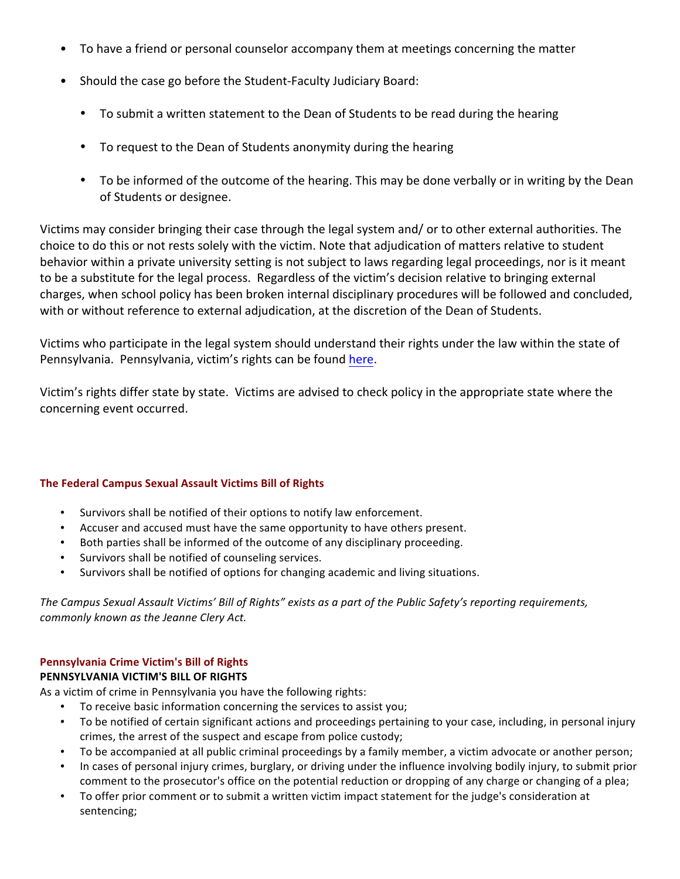- To have a friend or personal counselor accompany them at meetings concerning the matter
- Should the case go before the Student-Faculty Judiciary Board:
  - To submit a written statement to the Dean of Students to be read during the hearing
  - To request to the Dean of Students anonymity during the hearing
  - To be informed of the outcome of the hearing. This may be done verbally or in writing by the Dean of Students or designee.

Victims may consider bringing their case through the legal system and/ or to other external authorities. The choice to do this or not rests solely with the victim. Note that adjudication of matters relative to student behavior within a private university setting is not subject to laws regarding legal proceedings, nor is it meant to be a substitute for the legal process. Regardless of the victim's decision relative to bringing external charges, when school policy has been broken internal disciplinary procedures will be followed and concluded, with or without reference to external adjudication, at the discretion of the Dean of Students.

Victims who participate in the legal system should understand their rights under the law within the state of Pennsylvania. Pennsylvania, victim's rights can be found here.

Victim's rights differ state by state. Victims are advised to check policy in the appropriate state where the concerning event occurred.

### The Federal Campus Sexual Assault Victims Bill of Rights

- Survivors shall be notified of their options to notify law enforcement.
- Accuser and accused must have the same opportunity to have others present.
- Both parties shall be informed of the outcome of any disciplinary proceeding.
- Survivors shall be notified of counseling services.
- Survivors shall be notified of options for changing academic and living situations.

*The Campus Sexual Assault Victims' Bill of Rights" exists as a part of the Public Safety's reporting requirements, commonly known as the Jeanne Clery Act.*

### Pennsylvania Crime Victim's Bill of Rights

**PENNSYLVANIA VICTIM'S BILL OF RIGHTS**

As a victim of crime in Pennsylvania you have the following rights:

- To receive basic information concerning the services to assist you;
- To be notified of certain significant actions and proceedings pertaining to your case, including, in personal injury crimes, the arrest of the suspect and escape from police custody;
- To be accompanied at all public criminal proceedings by a family member, a victim advocate or another person;
- In cases of personal injury crimes, burglary, or driving under the influence involving bodily injury, to submit prior comment to the prosecutor's office on the potential reduction or dropping of any charge or changing of a plea;
- To offer prior comment or to submit a written victim impact statement for the judge's consideration at sentencing;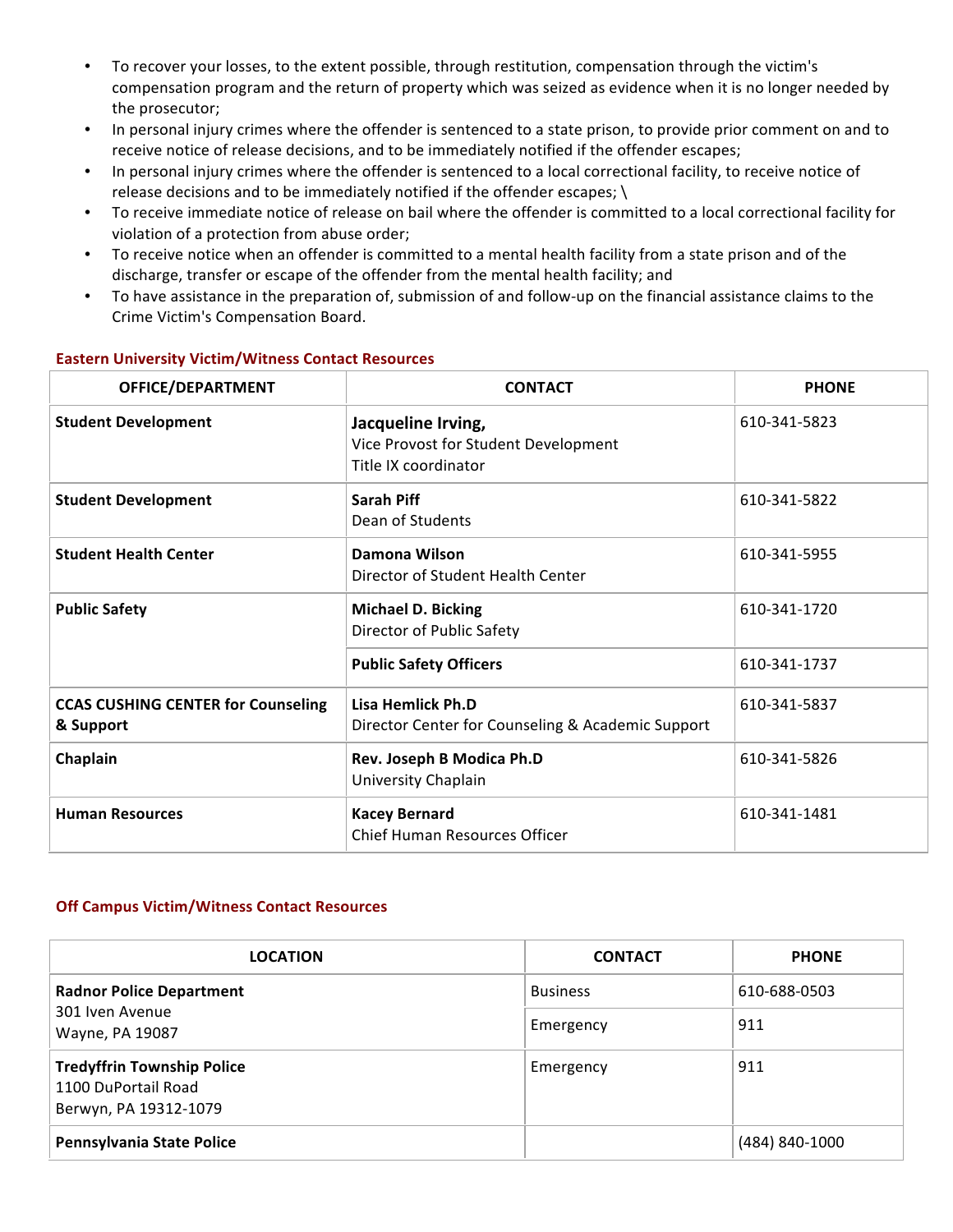- To recover your losses, to the extent possible, through restitution, compensation through the victim's compensation program and the return of property which was seized as evidence when it is no longer needed by the prosecutor;
- In personal injury crimes where the offender is sentenced to a state prison, to provide prior comment on and to receive notice of release decisions, and to be immediately notified if the offender escapes;
- In personal injury crimes where the offender is sentenced to a local correctional facility, to receive notice of release decisions and to be immediately notified if the offender escapes; \
- To receive immediate notice of release on bail where the offender is committed to a local correctional facility for violation of a protection from abuse order;
- To receive notice when an offender is committed to a mental health facility from a state prison and of the discharge, transfer or escape of the offender from the mental health facility; and
- To have assistance in the preparation of, submission of and follow-up on the financial assistance claims to the Crime Victim's Compensation Board.

### Eastern University Victim/Witness Contact Resources

| OFFICE/DEPARTMENT | CONTACT | PHONE |
|---|---|---|
| **Student Development** | **Jacqueline Irving,** Vice Provost for Student Development Title IX coordinator | 610-341-5823 |
| **Student Development** | **Sarah Piff** Dean of Students | 610-341-5822 |
| **Student Health Center** | **Damona Wilson** Director of Student Health Center | 610-341-5955 |
| **Public Safety** | **Michael D. Bicking** Director of Public Safety | 610-341-1720 |
| | **Public Safety Officers** | 610-341-1737 |
| **CCAS CUSHING CENTER for Counseling & Support** | **Lisa Hemlick Ph.D** Director Center for Counseling & Academic Support | 610-341-5837 |
| **Chaplain** | **Rev. Joseph B Modica Ph.D** University Chaplain | 610-341-5826 |
| **Human Resources** | **Kacey Bernard** Chief Human Resources Officer | 610-341-1481 |

### Off Campus Victim/Witness Contact Resources

| LOCATION | CONTACT | PHONE |
|---|---|---|
| **Radnor Police Department** 301 Iven Avenue Wayne, PA 19087 | Business | 610-688-0503 |
| | Emergency | 911 |
| **Tredyffrin Township Police** 1100 DuPortail Road Berwyn, PA 19312-1079 | Emergency | 911 |
| **Pennsylvania State Police** | | (484) 840-1000 |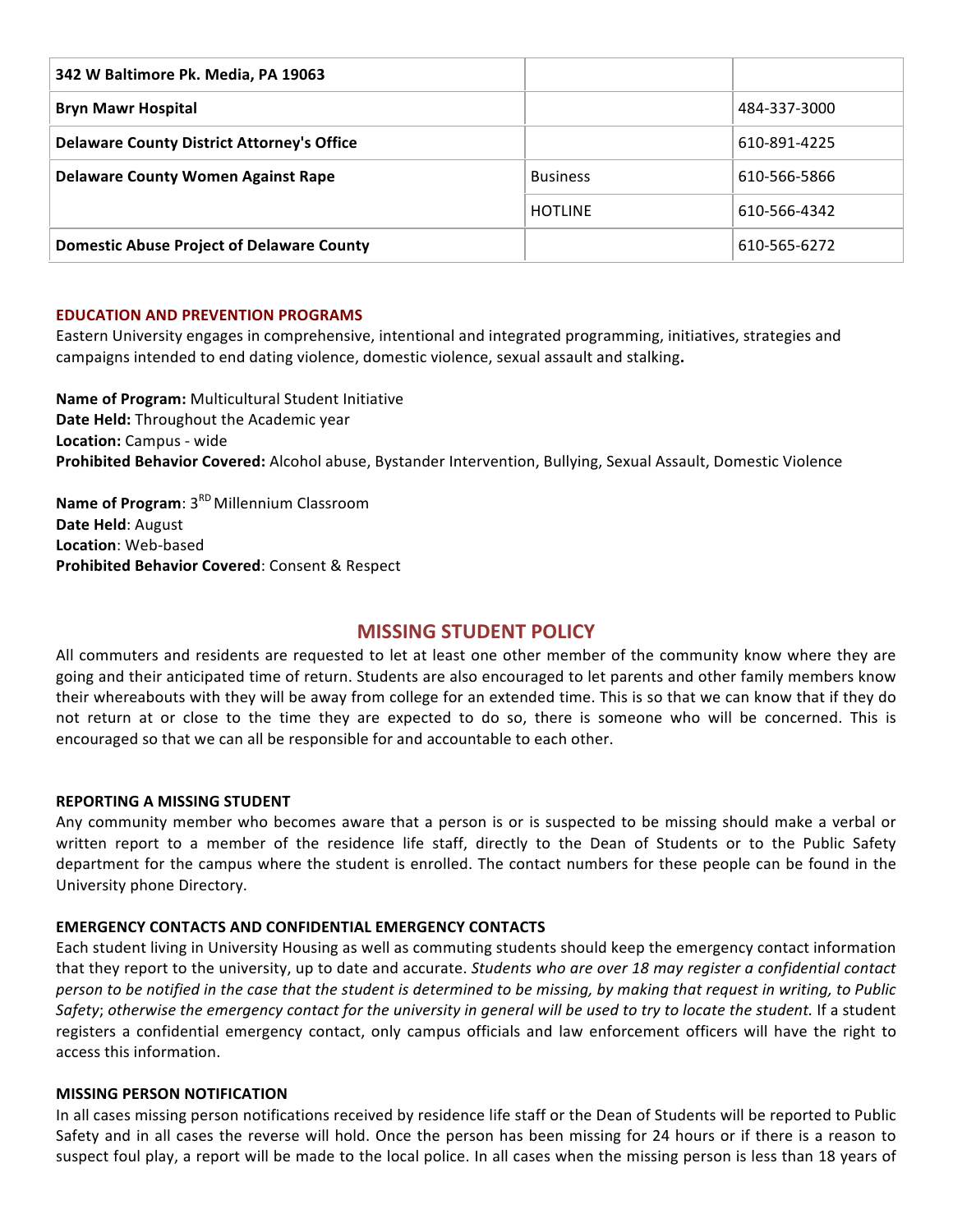| 342 W Baltimore Pk. Media, PA 19063 | | |
| --- | --- | --- |
| **Bryn Mawr Hospital** | | 484-337-3000 |
| **Delaware County District Attorney's Office** | | 610-891-4225 |
| **Delaware County Women Against Rape** | Business | 610-566-5866 |
| | HOTLINE | 610-566-4342 |
| **Domestic Abuse Project of Delaware County** | | 610-565-6272 |

**EDUCATION AND PREVENTION PROGRAMS**

Eastern University engages in comprehensive, intentional and integrated programming, initiatives, strategies and campaigns intended to end dating violence, domestic violence, sexual assault and stalking**.**

**Name of Program:** Multicultural Student Initiative
**Date Held:** Throughout the Academic year
**Location:** Campus - wide
**Prohibited Behavior Covered:** Alcohol abuse, Bystander Intervention, Bullying, Sexual Assault, Domestic Violence

**Name of Program**: 3RD Millennium Classroom
**Date Held**: August
**Location**: Web-based
**Prohibited Behavior Covered**: Consent & Respect

## MISSING STUDENT POLICY

All commuters and residents are requested to let at least one other member of the community know where they are going and their anticipated time of return. Students are also encouraged to let parents and other family members know their whereabouts with they will be away from college for an extended time. This is so that we can know that if they do not return at or close to the time they are expected to do so, there is someone who will be concerned. This is encouraged so that we can all be responsible for and accountable to each other.

**REPORTING A MISSING STUDENT**

Any community member who becomes aware that a person is or is suspected to be missing should make a verbal or written report to a member of the residence life staff, directly to the Dean of Students or to the Public Safety department for the campus where the student is enrolled. The contact numbers for these people can be found in the University phone Directory.

**EMERGENCY CONTACTS AND CONFIDENTIAL EMERGENCY CONTACTS**

Each student living in University Housing as well as commuting students should keep the emergency contact information that they report to the university, up to date and accurate. *Students who are over 18 may register a confidential contact person to be notified in the case that the student is determined to be missing, by making that request in writing, to Public Safety*; *otherwise the emergency contact for the university in general will be used to try to locate the student.* If a student registers a confidential emergency contact, only campus officials and law enforcement officers will have the right to access this information.

**MISSING PERSON NOTIFICATION**

In all cases missing person notifications received by residence life staff or the Dean of Students will be reported to Public Safety and in all cases the reverse will hold. Once the person has been missing for 24 hours or if there is a reason to suspect foul play, a report will be made to the local police. In all cases when the missing person is less than 18 years of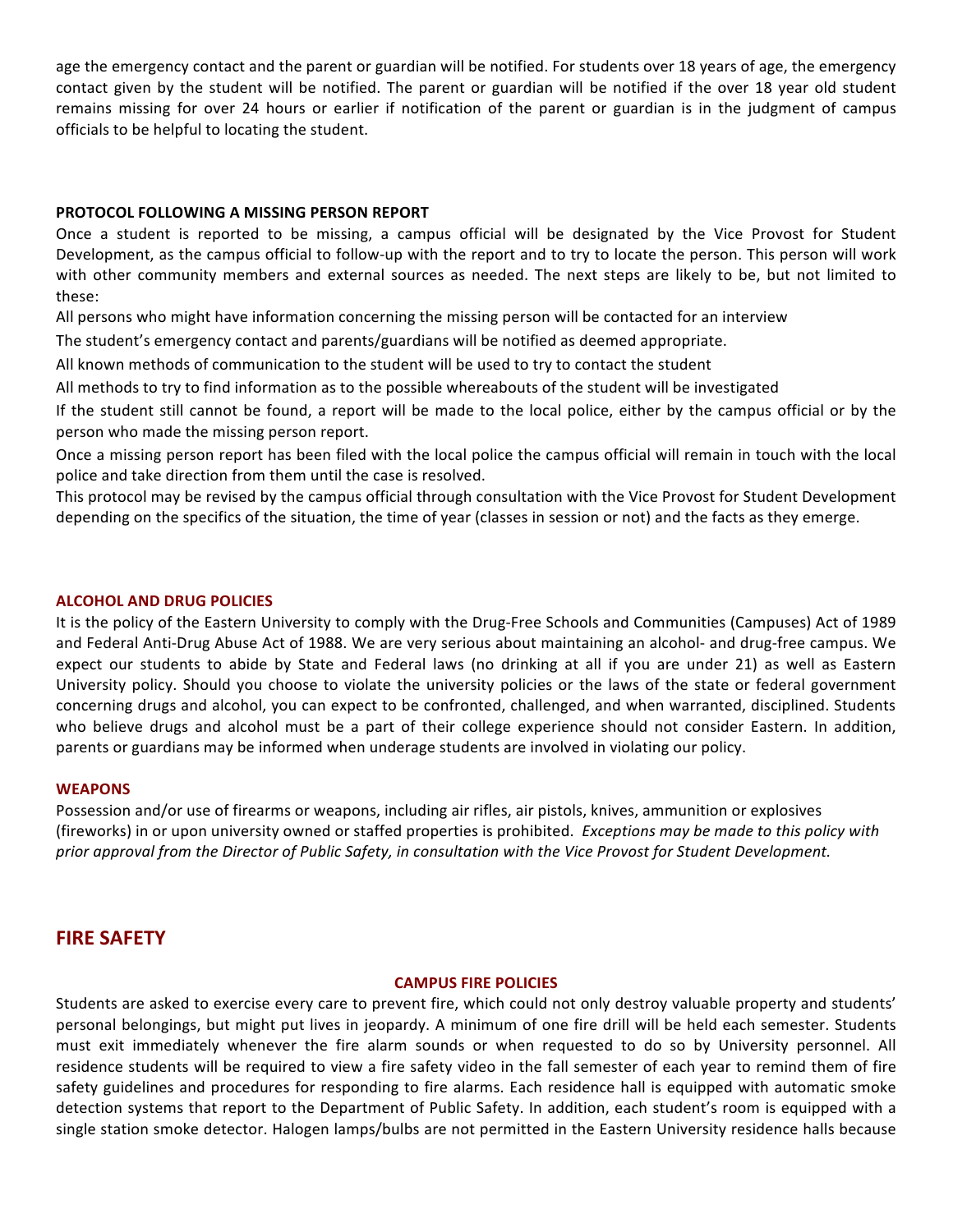age the emergency contact and the parent or guardian will be notified. For students over 18 years of age, the emergency contact given by the student will be notified. The parent or guardian will be notified if the over 18 year old student remains missing for over 24 hours or earlier if notification of the parent or guardian is in the judgment of campus officials to be helpful to locating the student.

**PROTOCOL FOLLOWING A MISSING PERSON REPORT**

Once a student is reported to be missing, a campus official will be designated by the Vice Provost for Student Development, as the campus official to follow-up with the report and to try to locate the person. This person will work with other community members and external sources as needed. The next steps are likely to be, but not limited to these:

All persons who might have information concerning the missing person will be contacted for an interview

The student's emergency contact and parents/guardians will be notified as deemed appropriate.

All known methods of communication to the student will be used to try to contact the student

All methods to try to find information as to the possible whereabouts of the student will be investigated

If the student still cannot be found, a report will be made to the local police, either by the campus official or by the person who made the missing person report.

Once a missing person report has been filed with the local police the campus official will remain in touch with the local police and take direction from them until the case is resolved.

This protocol may be revised by the campus official through consultation with the Vice Provost for Student Development depending on the specifics of the situation, the time of year (classes in session or not) and the facts as they emerge.

### ALCOHOL AND DRUG POLICIES

It is the policy of the Eastern University to comply with the Drug-Free Schools and Communities (Campuses) Act of 1989 and Federal Anti-Drug Abuse Act of 1988. We are very serious about maintaining an alcohol- and drug-free campus. We expect our students to abide by State and Federal laws (no drinking at all if you are under 21) as well as Eastern University policy. Should you choose to violate the university policies or the laws of the state or federal government concerning drugs and alcohol, you can expect to be confronted, challenged, and when warranted, disciplined. Students who believe drugs and alcohol must be a part of their college experience should not consider Eastern. In addition, parents or guardians may be informed when underage students are involved in violating our policy.

### WEAPONS

Possession and/or use of firearms or weapons, including air rifles, air pistols, knives, ammunition or explosives (fireworks) in or upon university owned or staffed properties is prohibited. *Exceptions may be made to this policy with prior approval from the Director of Public Safety, in consultation with the Vice Provost for Student Development.*

## FIRE SAFETY

### CAMPUS FIRE POLICIES

Students are asked to exercise every care to prevent fire, which could not only destroy valuable property and students' personal belongings, but might put lives in jeopardy. A minimum of one fire drill will be held each semester. Students must exit immediately whenever the fire alarm sounds or when requested to do so by University personnel. All residence students will be required to view a fire safety video in the fall semester of each year to remind them of fire safety guidelines and procedures for responding to fire alarms. Each residence hall is equipped with automatic smoke detection systems that report to the Department of Public Safety. In addition, each student's room is equipped with a single station smoke detector. Halogen lamps/bulbs are not permitted in the Eastern University residence halls because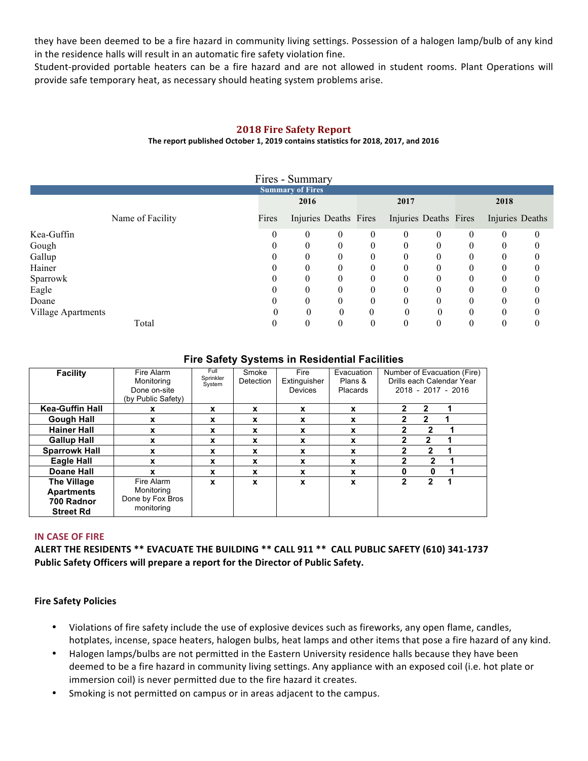they have been deemed to be a fire hazard in community living settings. Possession of a halogen lamp/bulb of any kind in the residence halls will result in an automatic fire safety violation fine.

Student-provided portable heaters can be a fire hazard and are not allowed in student rooms. Plant Operations will provide safe temporary heat, as necessary should heating system problems arise.

## 2018 Fire Safety Report

**The report published October 1, 2019 contains statistics for 2018, 2017, and 2016**

### Fires - Summary

| Summary of Fires | 2016 | | | 2017 | | | 2018 | | |
|---|---|---|---|---|---|---|---|---|---|
| Name of Facility | Fires | Injuries | Deaths | Fires | Injuries | Deaths | Fires | Injuries | Deaths |
| Kea-Guffin | 0 | 0 | 0 | 0 | 0 | 0 | 0 | 0 | 0 |
| Gough | 0 | 0 | 0 | 0 | 0 | 0 | 0 | 0 | 0 |
| Gallup | 0 | 0 | 0 | 0 | 0 | 0 | 0 | 0 | 0 |
| Hainer | 0 | 0 | 0 | 0 | 0 | 0 | 0 | 0 | 0 |
| Sparrowk | 0 | 0 | 0 | 0 | 0 | 0 | 0 | 0 | 0 |
| Eagle | 0 | 0 | 0 | 0 | 0 | 0 | 0 | 0 | 0 |
| Doane | 0 | 0 | 0 | 0 | 0 | 0 | 0 | 0 | 0 |
| Village Apartments | 0 | 0 | 0 | 0 | 0 | 0 | 0 | 0 | 0 |
| Total | 0 | 0 | 0 | 0 | 0 | 0 | 0 | 0 | 0 |

### Fire Safety Systems in Residential Facilities

| Facility | Fire Alarm Monitoring Done on-site (by Public Safety) | Full Sprinkler System | Smoke Detection | Fire Extinguisher Devices | Evacuation Plans & Placards | Number of Evacuation (Fire) Drills each Calendar Year 2018 - 2017 - 2016 |
|---|---|---|---|---|---|---|
| **Kea-Guffin Hall** | x | x | x | x | x | 2 2 1 |
| **Gough Hall** | x | x | x | x | x | 2 2 1 |
| **Hainer Hall** | x | x | x | x | x | 2 2 1 |
| **Gallup Hall** | x | x | x | x | x | 2 2 1 |
| **Sparrowk Hall** | x | x | x | x | x | 2 2 1 |
| **Eagle Hall** | x | x | x | x | x | 2 2 1 |
| **Doane Hall** | x | x | x | x | x | 0 0 1 |
| **The Village Apartments 700 Radnor Street Rd** | Fire Alarm Monitoring Done by Fox Bros monitoring | x | x | x | x | 2 2 1 |

**IN CASE OF FIRE**

**ALERT THE RESIDENTS ** EVACUATE THE BUILDING ** CALL 911 ** CALL PUBLIC SAFETY (610) 341-1737**
**Public Safety Officers will prepare a report for the Director of Public Safety.**

**Fire Safety Policies**

- Violations of fire safety include the use of explosive devices such as fireworks, any open flame, candles, hotplates, incense, space heaters, halogen bulbs, heat lamps and other items that pose a fire hazard of any kind.
- Halogen lamps/bulbs are not permitted in the Eastern University residence halls because they have been deemed to be a fire hazard in community living settings. Any appliance with an exposed coil (i.e. hot plate or immersion coil) is never permitted due to the fire hazard it creates.
- Smoking is not permitted on campus or in areas adjacent to the campus.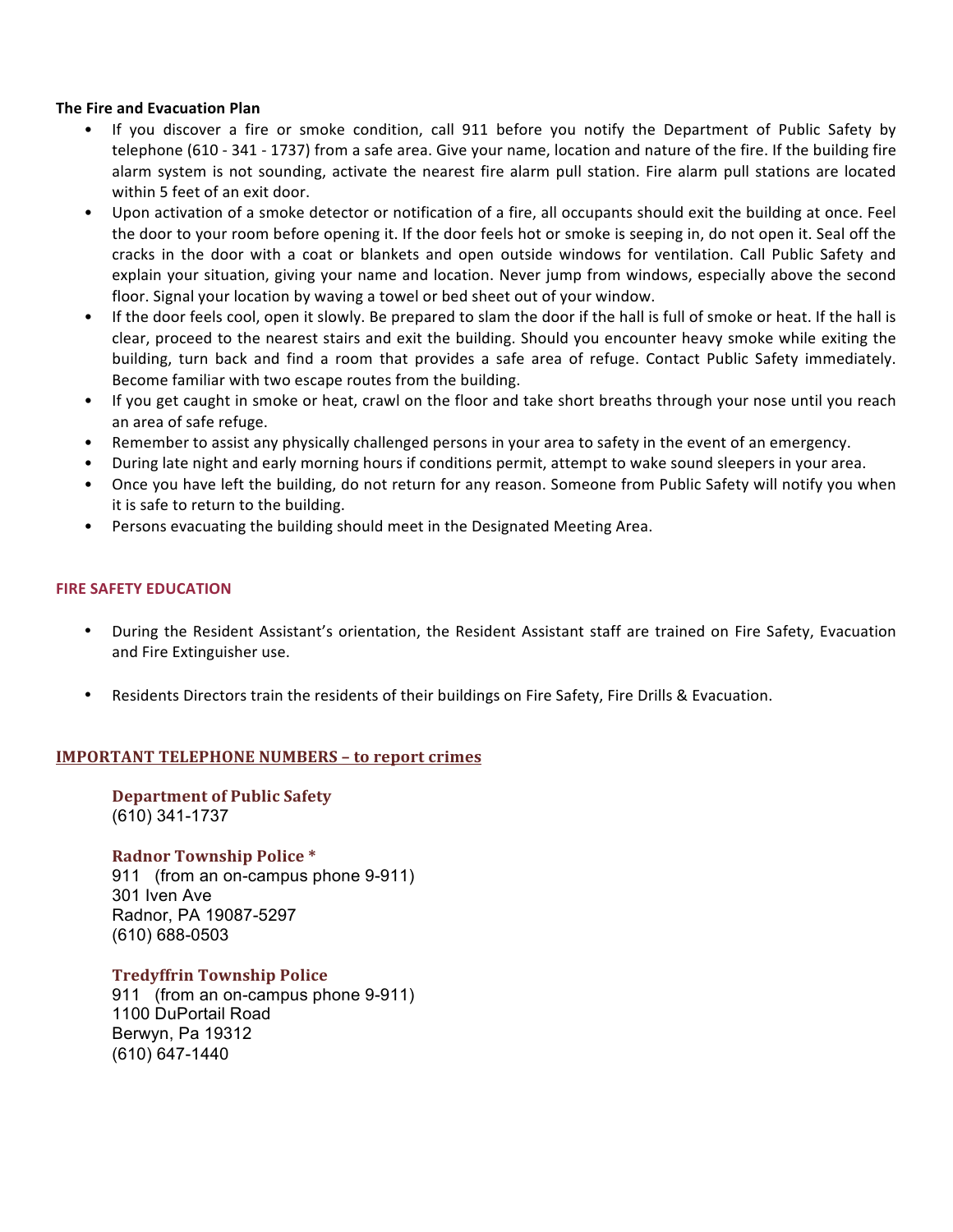**The Fire and Evacuation Plan**

- If you discover a fire or smoke condition, call 911 before you notify the Department of Public Safety by telephone (610 - 341 - 1737) from a safe area. Give your name, location and nature of the fire. If the building fire alarm system is not sounding, activate the nearest fire alarm pull station. Fire alarm pull stations are located within 5 feet of an exit door.
- Upon activation of a smoke detector or notification of a fire, all occupants should exit the building at once. Feel the door to your room before opening it. If the door feels hot or smoke is seeping in, do not open it. Seal off the cracks in the door with a coat or blankets and open outside windows for ventilation. Call Public Safety and explain your situation, giving your name and location. Never jump from windows, especially above the second floor. Signal your location by waving a towel or bed sheet out of your window.
- If the door feels cool, open it slowly. Be prepared to slam the door if the hall is full of smoke or heat. If the hall is clear, proceed to the nearest stairs and exit the building. Should you encounter heavy smoke while exiting the building, turn back and find a room that provides a safe area of refuge. Contact Public Safety immediately. Become familiar with two escape routes from the building.
- If you get caught in smoke or heat, crawl on the floor and take short breaths through your nose until you reach an area of safe refuge.
- Remember to assist any physically challenged persons in your area to safety in the event of an emergency.
- During late night and early morning hours if conditions permit, attempt to wake sound sleepers in your area.
- Once you have left the building, do not return for any reason. Someone from Public Safety will notify you when it is safe to return to the building.
- Persons evacuating the building should meet in the Designated Meeting Area.

## FIRE SAFETY EDUCATION

- During the Resident Assistant's orientation, the Resident Assistant staff are trained on Fire Safety, Evacuation and Fire Extinguisher use.
- Residents Directors train the residents of their buildings on Fire Safety, Fire Drills & Evacuation.

## IMPORTANT TELEPHONE NUMBERS – to report crimes

**Department of Public Safety**
(610) 341-1737

**Radnor Township Police ***
911 (from an on-campus phone 9-911)
301 Iven Ave
Radnor, PA 19087-5297
(610) 688-0503

**Tredyffrin Township Police**
911 (from an on-campus phone 9-911)
1100 DuPortail Road
Berwyn, Pa 19312
(610) 647-1440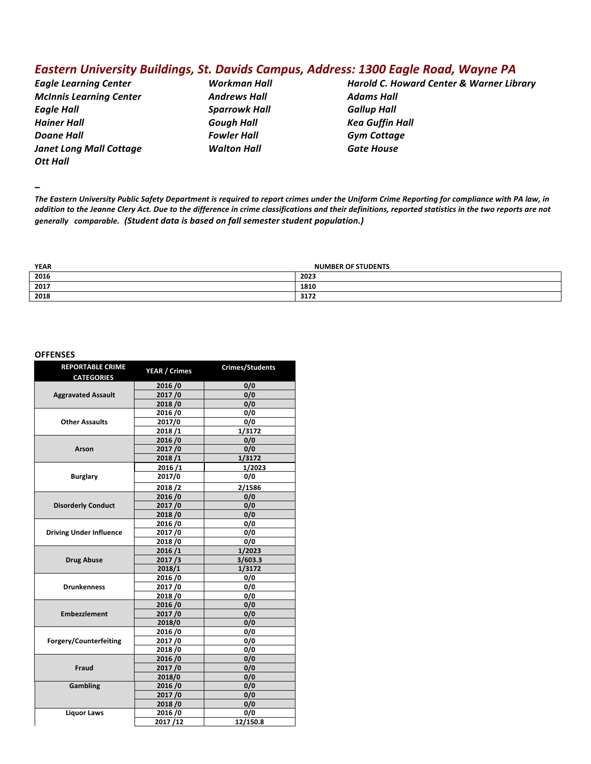## *Eastern University Buildings, St. Davids Campus, Address: 1300 Eagle Road, Wayne PA*

***Eagle Learning Center***
***McInnis Learning Center***
***Eagle Hall***
***Hainer Hall***
***Doane Hall***
***Janet Long Mall Cottage***
***Ott Hall***
***Workman Hall***
***Andrews Hall***
***Sparrowk Hall***
***Gough Hall***
***Fowler Hall***
***Walton Hall***
***Harold C. Howard Center & Warner Library***
***Adams Hall***
***Gallup Hall***
***Kea Guffin Hall***
***Gym Cottage***
***Gate House***

*–*

***The Eastern University Public Safety Department is required to report crimes under the Uniform Crime Reporting for compliance with PA law, in addition to the Jeanne Clery Act. Due to the difference in crime classifications and their definitions, reported statistics in the two reports are not generally comparable.*** ***(Student data is based on fall semester student population.)***

| YEAR | NUMBER OF STUDENTS |
|---|---|
| 2016 | 2023 |
| 2017 | 1810 |
| 2018 | 3172 |

**OFFENSES**

| REPORTABLE CRIME CATEGORIES | YEAR / Crimes | Crimes/Students |
|---|---|---|
| Aggravated Assault | 2016 /0 | 0/0 |
| | 2017 /0 | 0/0 |
| | 2018 /0 | 0/0 |
| Other Assaults | 2016 /0 | 0/0 |
| | 2017/0 | 0/0 |
| | 2018 /1 | 1/3172 |
| Arson | 2016 /0 | 0/0 |
| | 2017 /0 | 0/0 |
| | 2018 /1 | 1/3172 |
| Burglary | 2016 /1 | 1/2023 |
| | 2017/0 | 0/0 |
| | 2018 /2 | 2/1586 |
| Disorderly Conduct | 2016 /0 | 0/0 |
| | 2017 /0 | 0/0 |
| | 2018 /0 | 0/0 |
| Driving Under Influence | 2016 /0 | 0/0 |
| | 2017 /0 | 0/0 |
| | 2018 /0 | 0/0 |
| Drug Abuse | 2016 /1 | 1/2023 |
| | 2017 /3 | 3/603.3 |
| | 2018/1 | 1/3172 |
| Drunkenness | 2016 /0 | 0/0 |
| | 2017 /0 | 0/0 |
| | 2018 /0 | 0/0 |
| Embezzlement | 2016 /0 | 0/0 |
| | 2017 /0 | 0/0 |
| | 2018/0 | 0/0 |
| Forgery/Counterfeiting | 2016 /0 | 0/0 |
| | 2017 /0 | 0/0 |
| | 2018 /0 | 0/0 |
| Fraud | 2016 /0 | 0/0 |
| | 2017 /0 | 0/0 |
| | 2018/0 | 0/0 |
| Gambling | 2016 /0 | 0/0 |
| | 2017 /0 | 0/0 |
| | 2018 /0 | 0/0 |
| Liquor Laws | 2016 /0 | 0/0 |
| | 2017 /12 | 12/150.8 |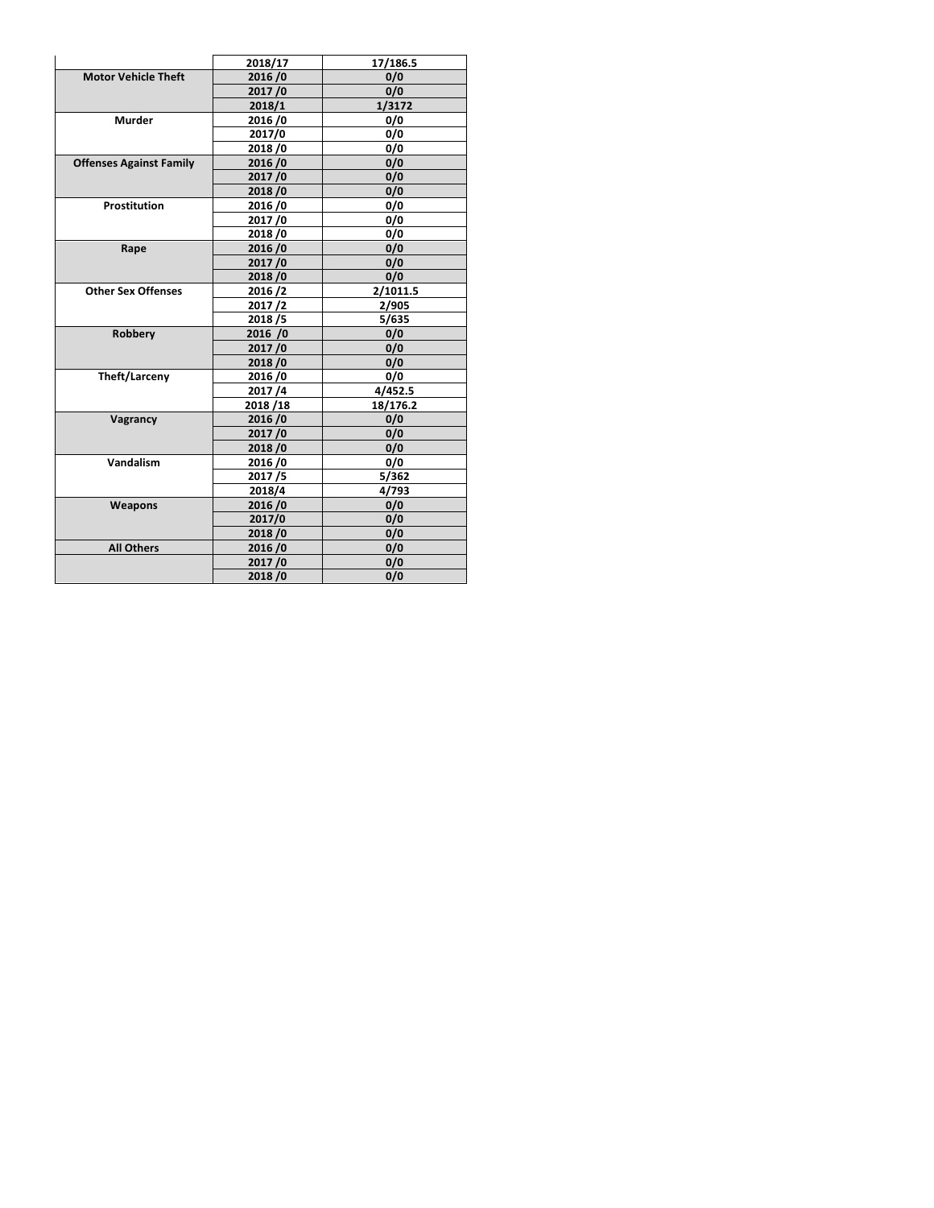| | | |
|---|---|---|
| | 2018/17 | 17/186.5 |
| Motor Vehicle Theft | 2016 /0 | 0/0 |
| | 2017 /0 | 0/0 |
| | 2018/1 | 1/3172 |
| Murder | 2016 /0 | 0/0 |
| | 2017/0 | 0/0 |
| | 2018 /0 | 0/0 |
| Offenses Against Family | 2016 /0 | 0/0 |
| | 2017 /0 | 0/0 |
| | 2018 /0 | 0/0 |
| Prostitution | 2016 /0 | 0/0 |
| | 2017 /0 | 0/0 |
| | 2018 /0 | 0/0 |
| Rape | 2016 /0 | 0/0 |
| | 2017 /0 | 0/0 |
| | 2018 /0 | 0/0 |
| Other Sex Offenses | 2016 /2 | 2/1011.5 |
| | 2017 /2 | 2/905 |
| | 2018 /5 | 5/635 |
| Robbery | 2016 /0 | 0/0 |
| | 2017 /0 | 0/0 |
| | 2018 /0 | 0/0 |
| Theft/Larceny | 2016 /0 | 0/0 |
| | 2017 /4 | 4/452.5 |
| | 2018 /18 | 18/176.2 |
| Vagrancy | 2016 /0 | 0/0 |
| | 2017 /0 | 0/0 |
| | 2018 /0 | 0/0 |
| Vandalism | 2016 /0 | 0/0 |
| | 2017 /5 | 5/362 |
| | 2018/4 | 4/793 |
| Weapons | 2016 /0 | 0/0 |
| | 2017/0 | 0/0 |
| | 2018 /0 | 0/0 |
| All Others | 2016 /0 | 0/0 |
| | 2017 /0 | 0/0 |
| | 2018 /0 | 0/0 |